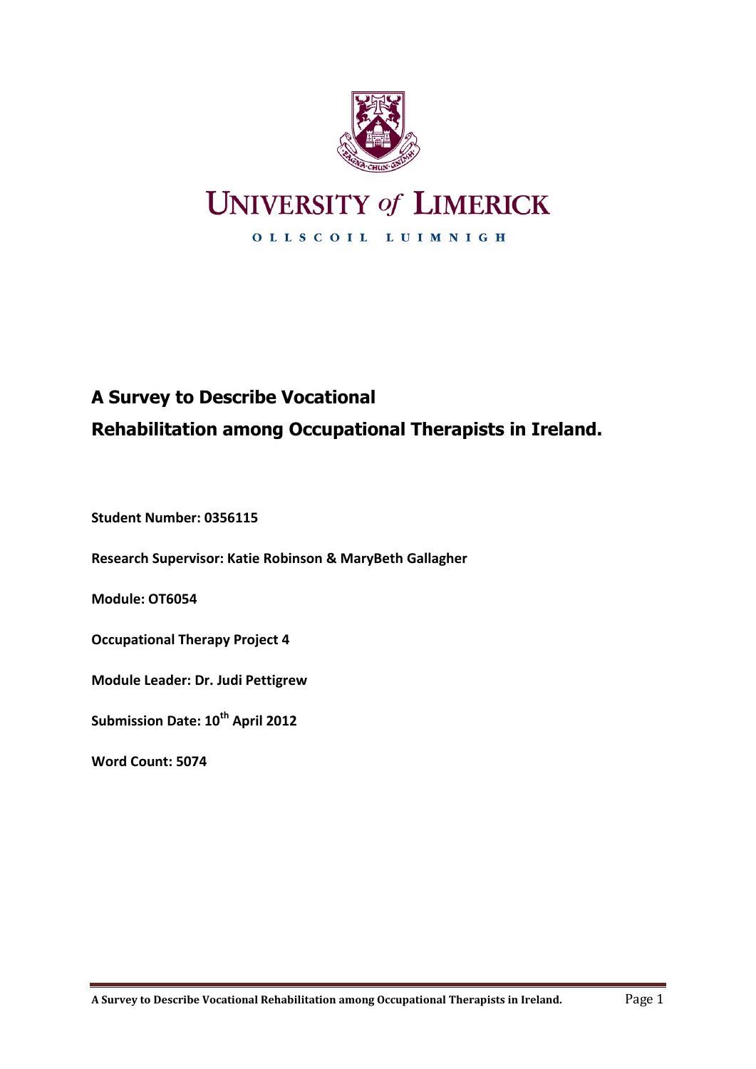UNIVERSITY of LIMERICK

OLLSCOIL LUIMNIGH

# A Survey to Describe Vocational Rehabilitation among Occupational Therapists in Ireland.

**Student Number: 0356115**

**Research Supervisor: Katie Robinson & MaryBeth Gallagher**

**Module: OT6054**

**Occupational Therapy Project 4**

**Module Leader: Dr. Judi Pettigrew**

**Submission Date: 10th April 2012**

**Word Count: 5074**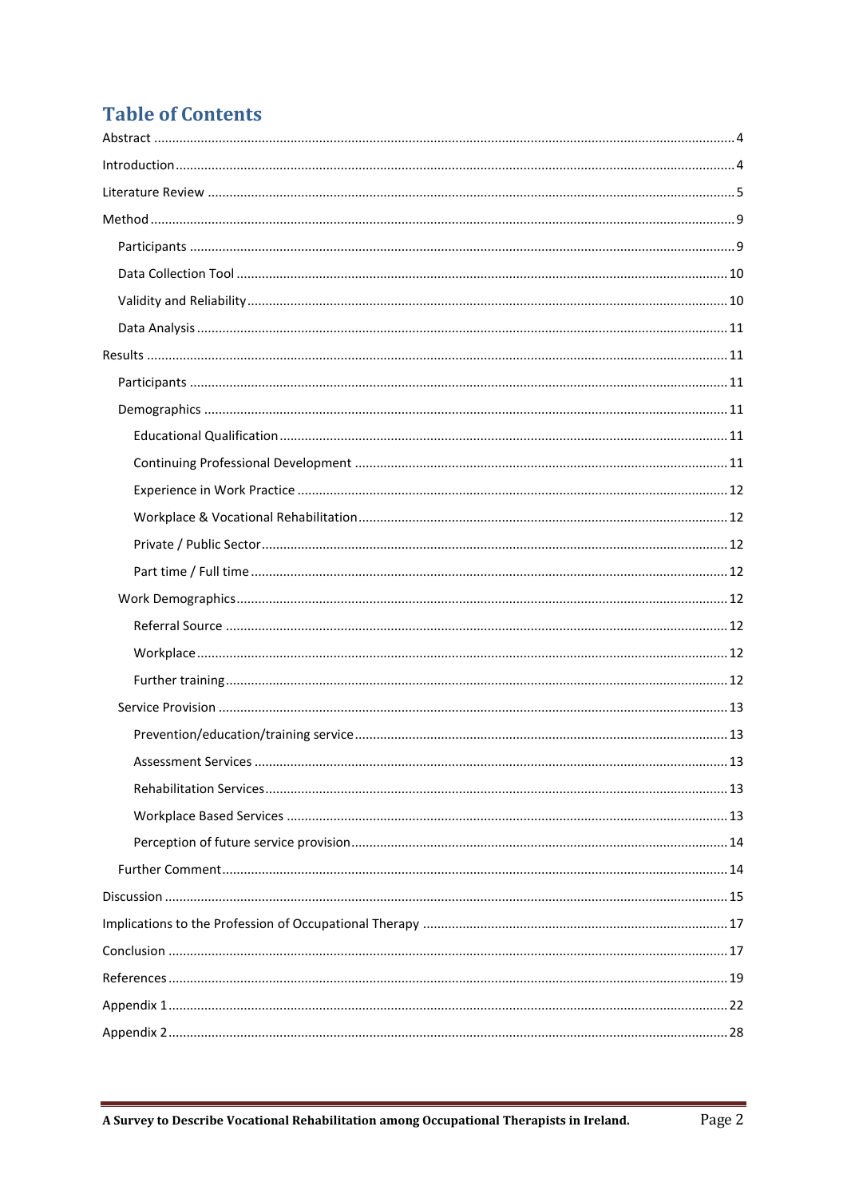# Table of Contents

Abstract ..... 4

Introduction ..... 4

Literature Review ..... 5

Method ..... 9

- Participants ..... 9
- Data Collection Tool ..... 10
- Validity and Reliability ..... 10
- Data Analysis ..... 11

Results ..... 11

- Participants ..... 11
- Demographics ..... 11
  - Educational Qualification ..... 11
  - Continuing Professional Development ..... 11
  - Experience in Work Practice ..... 12
  - Workplace & Vocational Rehabilitation ..... 12
  - Private / Public Sector ..... 12
  - Part time / Full time ..... 12
- Work Demographics ..... 12
  - Referral Source ..... 12
  - Workplace ..... 12
  - Further training ..... 12
- Service Provision ..... 13
  - Prevention/education/training service ..... 13
  - Assessment Services ..... 13
  - Rehabilitation Services ..... 13
  - Workplace Based Services ..... 13
  - Perception of future service provision ..... 14
- Further Comment ..... 14

Discussion ..... 15

Implications to the Profession of Occupational Therapy ..... 17

Conclusion ..... 17

References ..... 19

Appendix 1 ..... 22

Appendix 2 ..... 28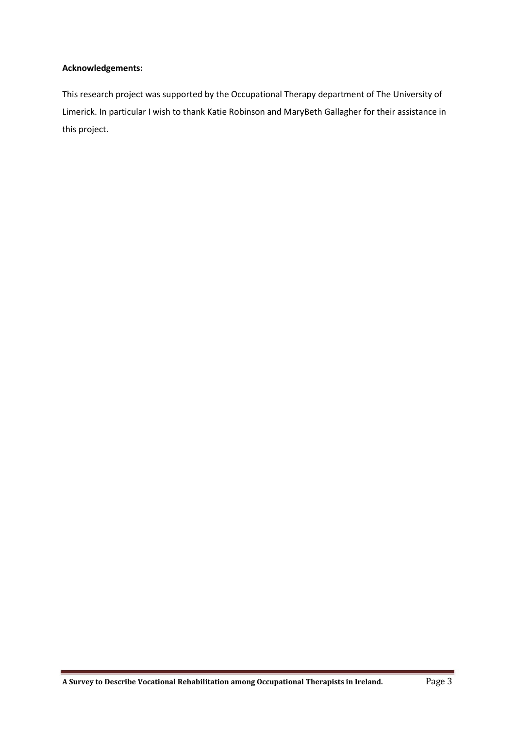**Acknowledgements:**

This research project was supported by the Occupational Therapy department of The University of Limerick. In particular I wish to thank Katie Robinson and MaryBeth Gallagher for their assistance in this project.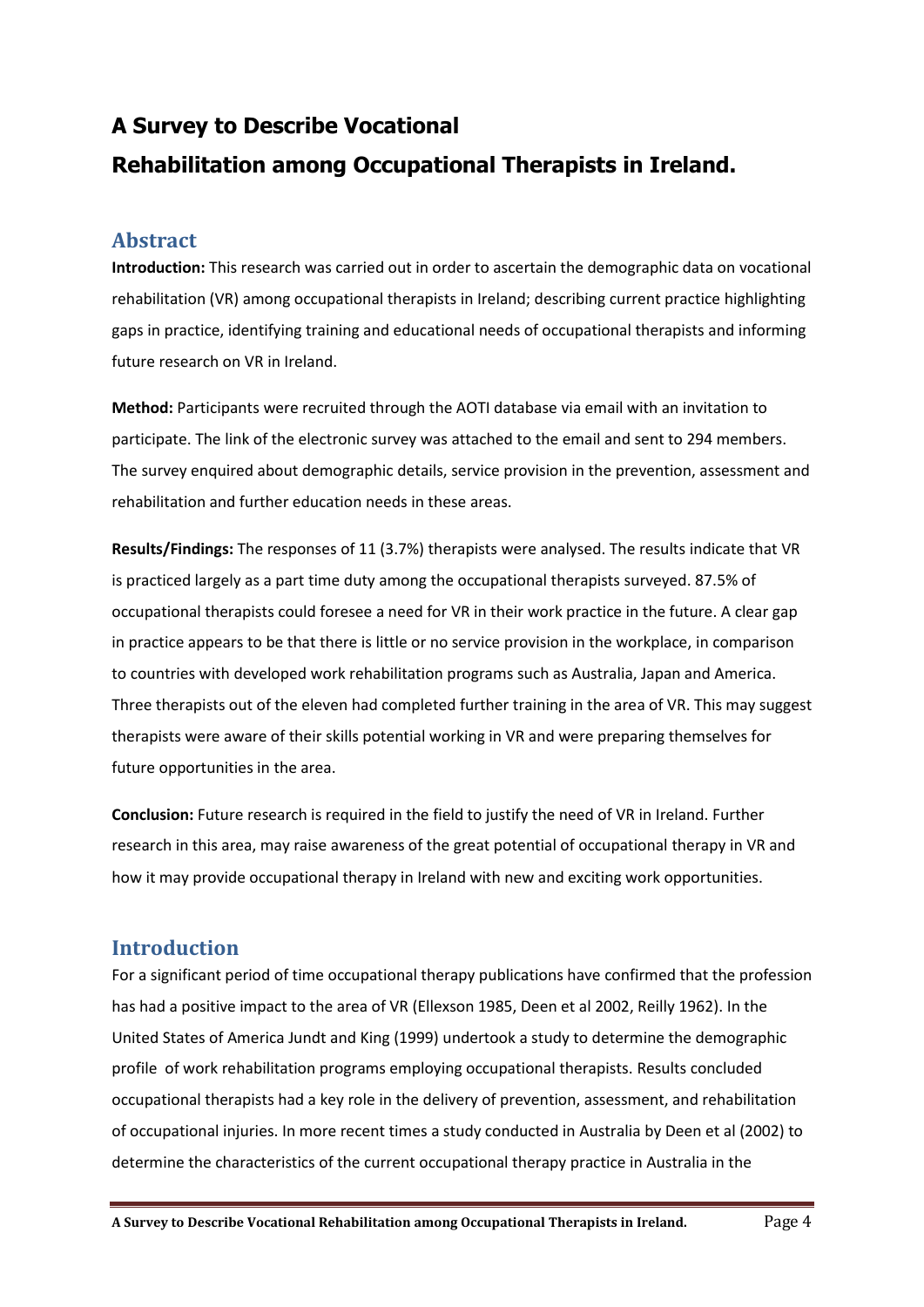# A Survey to Describe Vocational Rehabilitation among Occupational Therapists in Ireland.

## Abstract

**Introduction:** This research was carried out in order to ascertain the demographic data on vocational rehabilitation (VR) among occupational therapists in Ireland; describing current practice highlighting gaps in practice, identifying training and educational needs of occupational therapists and informing future research on VR in Ireland.

**Method:** Participants were recruited through the AOTI database via email with an invitation to participate. The link of the electronic survey was attached to the email and sent to 294 members. The survey enquired about demographic details, service provision in the prevention, assessment and rehabilitation and further education needs in these areas.

**Results/Findings:** The responses of 11 (3.7%) therapists were analysed. The results indicate that VR is practiced largely as a part time duty among the occupational therapists surveyed. 87.5% of occupational therapists could foresee a need for VR in their work practice in the future. A clear gap in practice appears to be that there is little or no service provision in the workplace, in comparison to countries with developed work rehabilitation programs such as Australia, Japan and America. Three therapists out of the eleven had completed further training in the area of VR. This may suggest therapists were aware of their skills potential working in VR and were preparing themselves for future opportunities in the area.

**Conclusion:** Future research is required in the field to justify the need of VR in Ireland. Further research in this area, may raise awareness of the great potential of occupational therapy in VR and how it may provide occupational therapy in Ireland with new and exciting work opportunities.

## Introduction

For a significant period of time occupational therapy publications have confirmed that the profession has had a positive impact to the area of VR (Ellexson 1985, Deen et al 2002, Reilly 1962). In the United States of America Jundt and King (1999) undertook a study to determine the demographic profile of work rehabilitation programs employing occupational therapists. Results concluded occupational therapists had a key role in the delivery of prevention, assessment, and rehabilitation of occupational injuries. In more recent times a study conducted in Australia by Deen et al (2002) to determine the characteristics of the current occupational therapy practice in Australia in the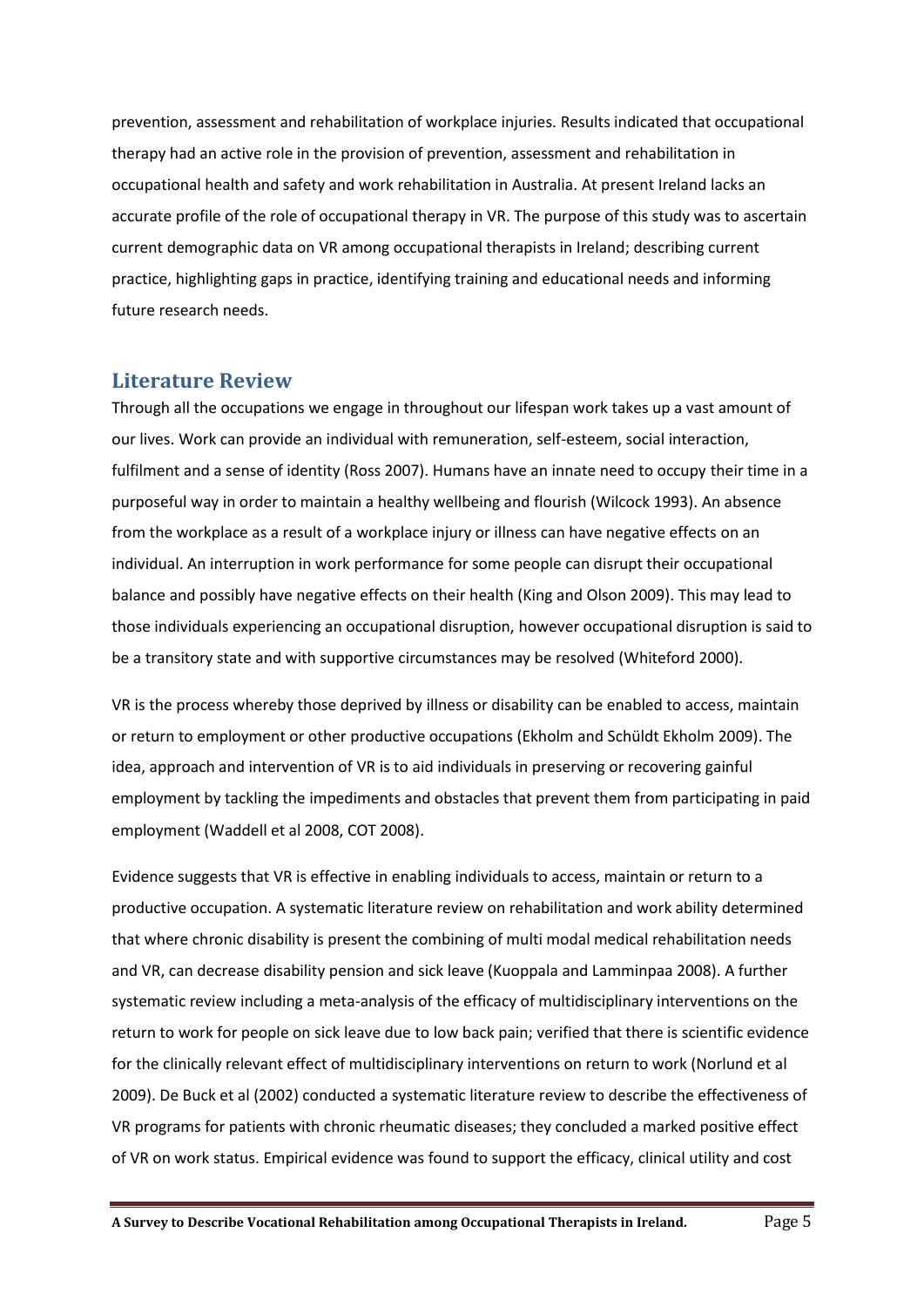prevention, assessment and rehabilitation of workplace injuries. Results indicated that occupational therapy had an active role in the provision of prevention, assessment and rehabilitation in occupational health and safety and work rehabilitation in Australia. At present Ireland lacks an accurate profile of the role of occupational therapy in VR. The purpose of this study was to ascertain current demographic data on VR among occupational therapists in Ireland; describing current practice, highlighting gaps in practice, identifying training and educational needs and informing future research needs.

## Literature Review

Through all the occupations we engage in throughout our lifespan work takes up a vast amount of our lives. Work can provide an individual with remuneration, self-esteem, social interaction, fulfilment and a sense of identity (Ross 2007). Humans have an innate need to occupy their time in a purposeful way in order to maintain a healthy wellbeing and flourish (Wilcock 1993). An absence from the workplace as a result of a workplace injury or illness can have negative effects on an individual. An interruption in work performance for some people can disrupt their occupational balance and possibly have negative effects on their health (King and Olson 2009). This may lead to those individuals experiencing an occupational disruption, however occupational disruption is said to be a transitory state and with supportive circumstances may be resolved (Whiteford 2000).

VR is the process whereby those deprived by illness or disability can be enabled to access, maintain or return to employment or other productive occupations (Ekholm and Schüldt Ekholm 2009). The idea, approach and intervention of VR is to aid individuals in preserving or recovering gainful employment by tackling the impediments and obstacles that prevent them from participating in paid employment (Waddell et al 2008, COT 2008).

Evidence suggests that VR is effective in enabling individuals to access, maintain or return to a productive occupation. A systematic literature review on rehabilitation and work ability determined that where chronic disability is present the combining of multi modal medical rehabilitation needs and VR, can decrease disability pension and sick leave (Kuoppala and Lamminpaa 2008). A further systematic review including a meta-analysis of the efficacy of multidisciplinary interventions on the return to work for people on sick leave due to low back pain; verified that there is scientific evidence for the clinically relevant effect of multidisciplinary interventions on return to work (Norlund et al 2009). De Buck et al (2002) conducted a systematic literature review to describe the effectiveness of VR programs for patients with chronic rheumatic diseases; they concluded a marked positive effect of VR on work status. Empirical evidence was found to support the efficacy, clinical utility and cost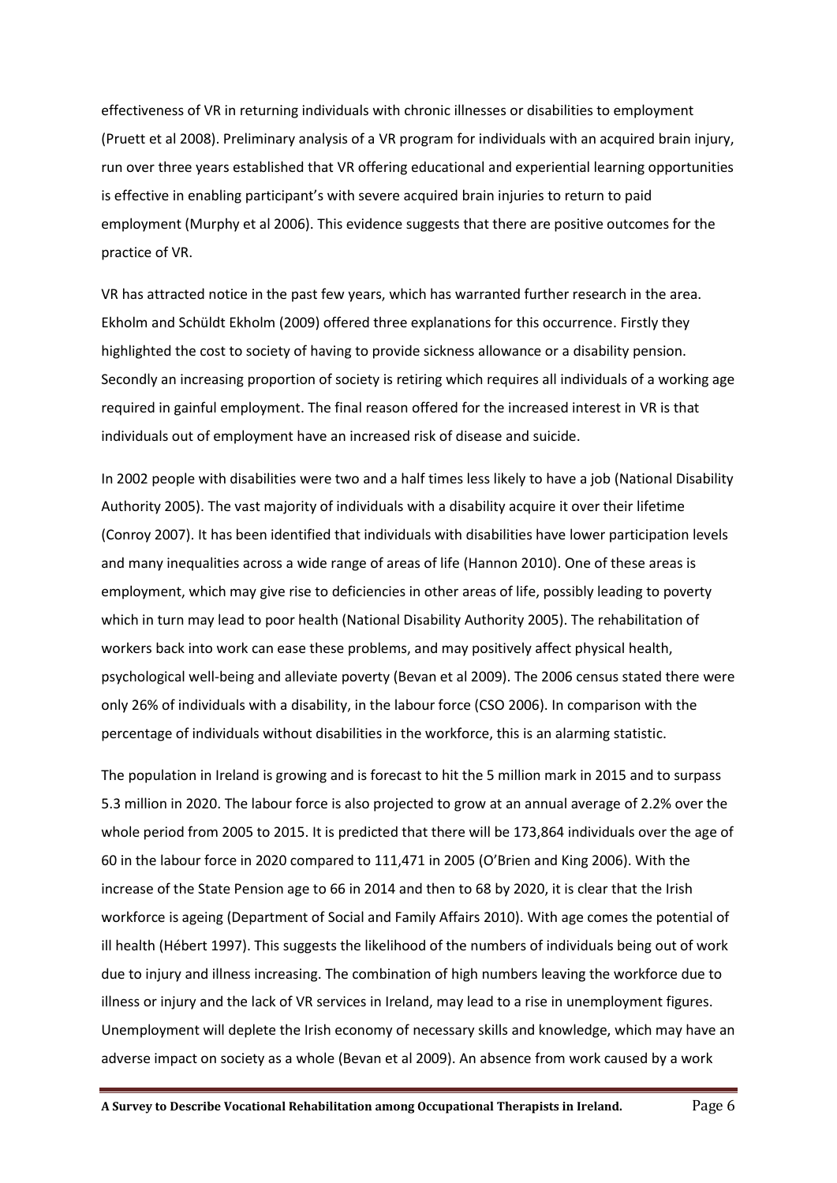effectiveness of VR in returning individuals with chronic illnesses or disabilities to employment (Pruett et al 2008). Preliminary analysis of a VR program for individuals with an acquired brain injury, run over three years established that VR offering educational and experiential learning opportunities is effective in enabling participant's with severe acquired brain injuries to return to paid employment (Murphy et al 2006). This evidence suggests that there are positive outcomes for the practice of VR.

VR has attracted notice in the past few years, which has warranted further research in the area. Ekholm and Schüldt Ekholm (2009) offered three explanations for this occurrence. Firstly they highlighted the cost to society of having to provide sickness allowance or a disability pension. Secondly an increasing proportion of society is retiring which requires all individuals of a working age required in gainful employment. The final reason offered for the increased interest in VR is that individuals out of employment have an increased risk of disease and suicide.

In 2002 people with disabilities were two and a half times less likely to have a job (National Disability Authority 2005). The vast majority of individuals with a disability acquire it over their lifetime (Conroy 2007). It has been identified that individuals with disabilities have lower participation levels and many inequalities across a wide range of areas of life (Hannon 2010). One of these areas is employment, which may give rise to deficiencies in other areas of life, possibly leading to poverty which in turn may lead to poor health (National Disability Authority 2005). The rehabilitation of workers back into work can ease these problems, and may positively affect physical health, psychological well-being and alleviate poverty (Bevan et al 2009). The 2006 census stated there were only 26% of individuals with a disability, in the labour force (CSO 2006). In comparison with the percentage of individuals without disabilities in the workforce, this is an alarming statistic.

The population in Ireland is growing and is forecast to hit the 5 million mark in 2015 and to surpass 5.3 million in 2020. The labour force is also projected to grow at an annual average of 2.2% over the whole period from 2005 to 2015. It is predicted that there will be 173,864 individuals over the age of 60 in the labour force in 2020 compared to 111,471 in 2005 (O'Brien and King 2006). With the increase of the State Pension age to 66 in 2014 and then to 68 by 2020, it is clear that the Irish workforce is ageing (Department of Social and Family Affairs 2010). With age comes the potential of ill health (Hébert 1997). This suggests the likelihood of the numbers of individuals being out of work due to injury and illness increasing. The combination of high numbers leaving the workforce due to illness or injury and the lack of VR services in Ireland, may lead to a rise in unemployment figures. Unemployment will deplete the Irish economy of necessary skills and knowledge, which may have an adverse impact on society as a whole (Bevan et al 2009). An absence from work caused by a work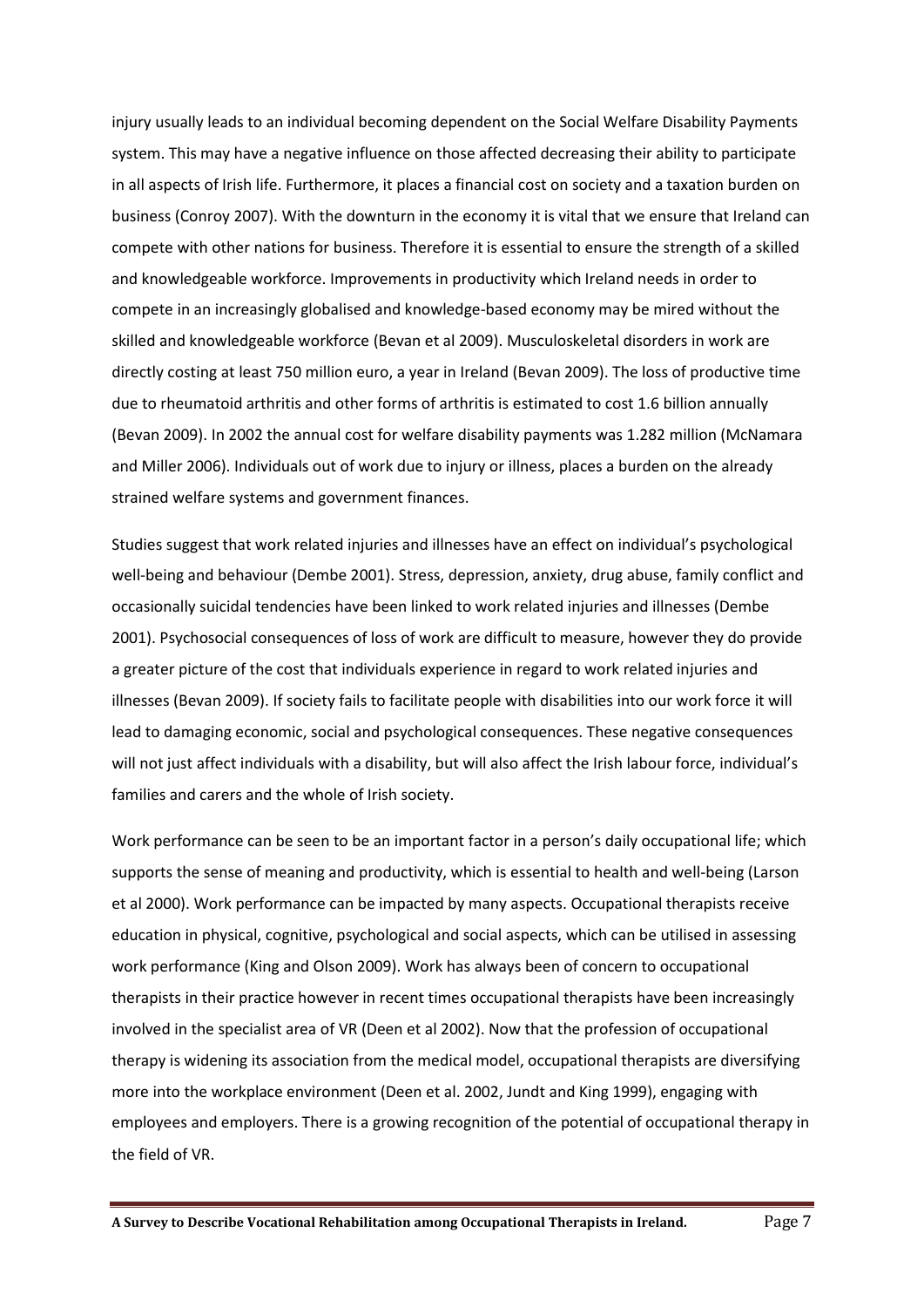injury usually leads to an individual becoming dependent on the Social Welfare Disability Payments system. This may have a negative influence on those affected decreasing their ability to participate in all aspects of Irish life. Furthermore, it places a financial cost on society and a taxation burden on business (Conroy 2007). With the downturn in the economy it is vital that we ensure that Ireland can compete with other nations for business. Therefore it is essential to ensure the strength of a skilled and knowledgeable workforce. Improvements in productivity which Ireland needs in order to compete in an increasingly globalised and knowledge-based economy may be mired without the skilled and knowledgeable workforce (Bevan et al 2009). Musculoskeletal disorders in work are directly costing at least 750 million euro, a year in Ireland (Bevan 2009). The loss of productive time due to rheumatoid arthritis and other forms of arthritis is estimated to cost 1.6 billion annually (Bevan 2009). In 2002 the annual cost for welfare disability payments was 1.282 million (McNamara and Miller 2006). Individuals out of work due to injury or illness, places a burden on the already strained welfare systems and government finances.

Studies suggest that work related injuries and illnesses have an effect on individual's psychological well-being and behaviour (Dembe 2001). Stress, depression, anxiety, drug abuse, family conflict and occasionally suicidal tendencies have been linked to work related injuries and illnesses (Dembe 2001). Psychosocial consequences of loss of work are difficult to measure, however they do provide a greater picture of the cost that individuals experience in regard to work related injuries and illnesses (Bevan 2009). If society fails to facilitate people with disabilities into our work force it will lead to damaging economic, social and psychological consequences. These negative consequences will not just affect individuals with a disability, but will also affect the Irish labour force, individual's families and carers and the whole of Irish society.

Work performance can be seen to be an important factor in a person's daily occupational life; which supports the sense of meaning and productivity, which is essential to health and well-being (Larson et al 2000). Work performance can be impacted by many aspects. Occupational therapists receive education in physical, cognitive, psychological and social aspects, which can be utilised in assessing work performance (King and Olson 2009). Work has always been of concern to occupational therapists in their practice however in recent times occupational therapists have been increasingly involved in the specialist area of VR (Deen et al 2002). Now that the profession of occupational therapy is widening its association from the medical model, occupational therapists are diversifying more into the workplace environment (Deen et al. 2002, Jundt and King 1999), engaging with employees and employers. There is a growing recognition of the potential of occupational therapy in the field of VR.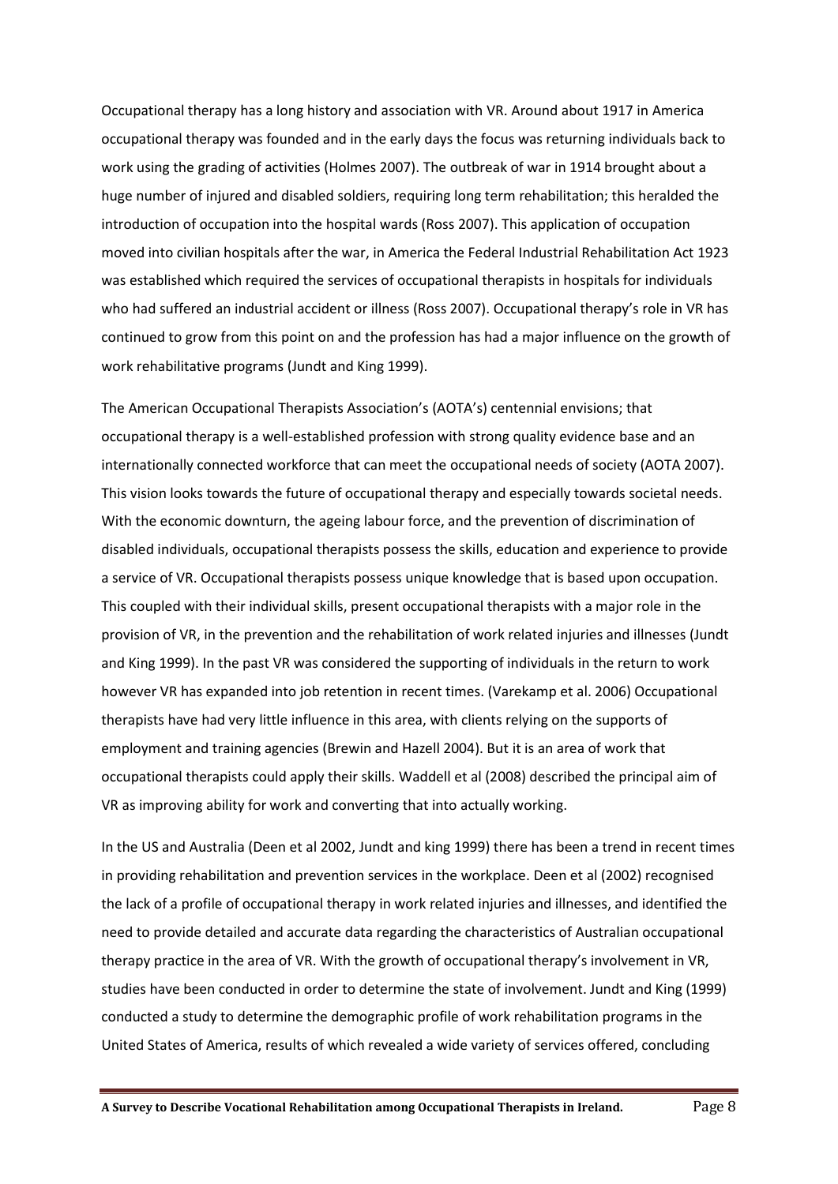Occupational therapy has a long history and association with VR. Around about 1917 in America occupational therapy was founded and in the early days the focus was returning individuals back to work using the grading of activities (Holmes 2007). The outbreak of war in 1914 brought about a huge number of injured and disabled soldiers, requiring long term rehabilitation; this heralded the introduction of occupation into the hospital wards (Ross 2007). This application of occupation moved into civilian hospitals after the war, in America the Federal Industrial Rehabilitation Act 1923 was established which required the services of occupational therapists in hospitals for individuals who had suffered an industrial accident or illness (Ross 2007). Occupational therapy's role in VR has continued to grow from this point on and the profession has had a major influence on the growth of work rehabilitative programs (Jundt and King 1999).

The American Occupational Therapists Association's (AOTA's) centennial envisions; that occupational therapy is a well-established profession with strong quality evidence base and an internationally connected workforce that can meet the occupational needs of society (AOTA 2007). This vision looks towards the future of occupational therapy and especially towards societal needs. With the economic downturn, the ageing labour force, and the prevention of discrimination of disabled individuals, occupational therapists possess the skills, education and experience to provide a service of VR. Occupational therapists possess unique knowledge that is based upon occupation. This coupled with their individual skills, present occupational therapists with a major role in the provision of VR, in the prevention and the rehabilitation of work related injuries and illnesses (Jundt and King 1999). In the past VR was considered the supporting of individuals in the return to work however VR has expanded into job retention in recent times. (Varekamp et al. 2006) Occupational therapists have had very little influence in this area, with clients relying on the supports of employment and training agencies (Brewin and Hazell 2004). But it is an area of work that occupational therapists could apply their skills. Waddell et al (2008) described the principal aim of VR as improving ability for work and converting that into actually working.

In the US and Australia (Deen et al 2002, Jundt and king 1999) there has been a trend in recent times in providing rehabilitation and prevention services in the workplace. Deen et al (2002) recognised the lack of a profile of occupational therapy in work related injuries and illnesses, and identified the need to provide detailed and accurate data regarding the characteristics of Australian occupational therapy practice in the area of VR. With the growth of occupational therapy's involvement in VR, studies have been conducted in order to determine the state of involvement. Jundt and King (1999) conducted a study to determine the demographic profile of work rehabilitation programs in the United States of America, results of which revealed a wide variety of services offered, concluding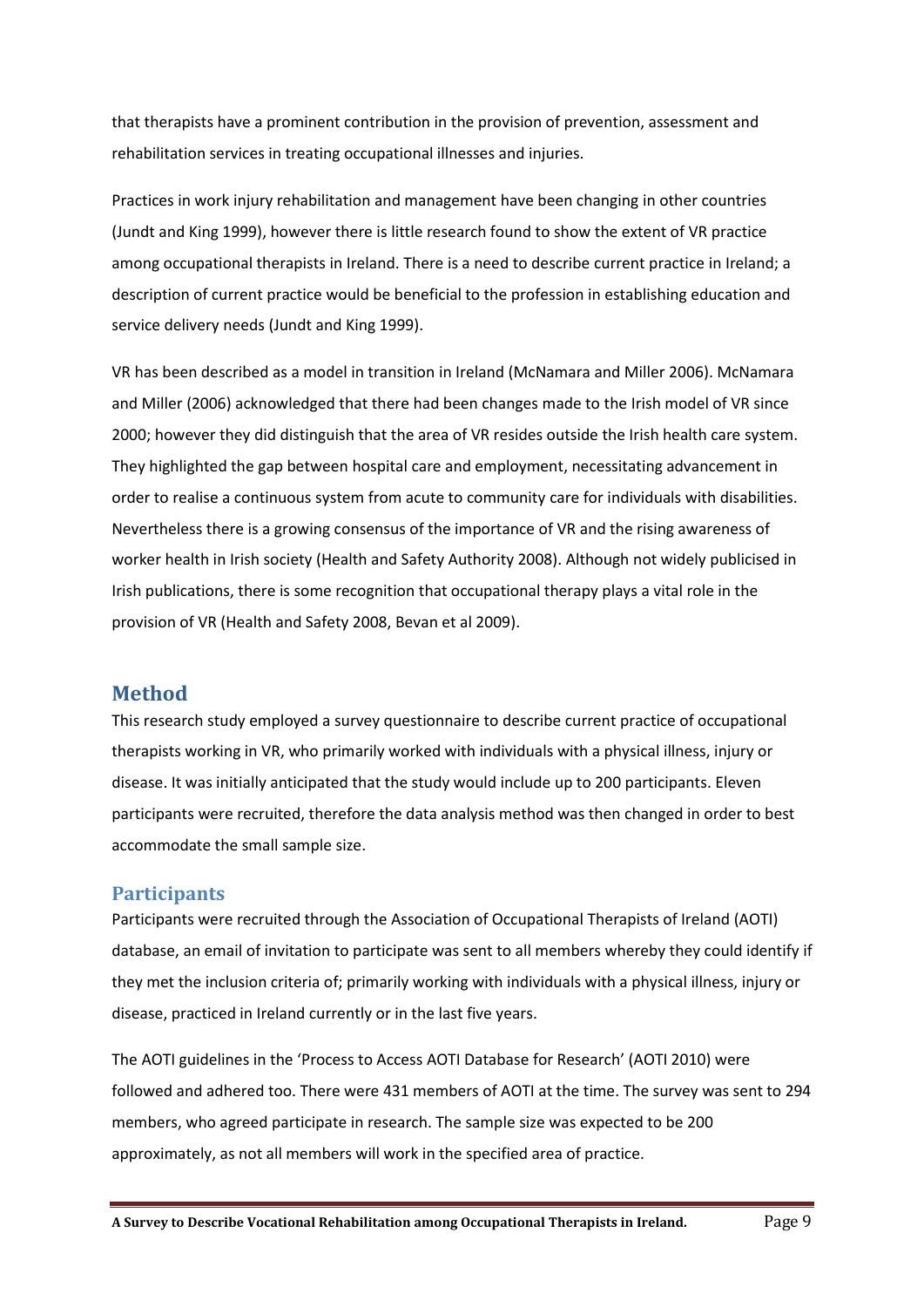that therapists have a prominent contribution in the provision of prevention, assessment and rehabilitation services in treating occupational illnesses and injuries.

Practices in work injury rehabilitation and management have been changing in other countries (Jundt and King 1999), however there is little research found to show the extent of VR practice among occupational therapists in Ireland. There is a need to describe current practice in Ireland; a description of current practice would be beneficial to the profession in establishing education and service delivery needs (Jundt and King 1999).

VR has been described as a model in transition in Ireland (McNamara and Miller 2006). McNamara and Miller (2006) acknowledged that there had been changes made to the Irish model of VR since 2000; however they did distinguish that the area of VR resides outside the Irish health care system. They highlighted the gap between hospital care and employment, necessitating advancement in order to realise a continuous system from acute to community care for individuals with disabilities. Nevertheless there is a growing consensus of the importance of VR and the rising awareness of worker health in Irish society (Health and Safety Authority 2008). Although not widely publicised in Irish publications, there is some recognition that occupational therapy plays a vital role in the provision of VR (Health and Safety 2008, Bevan et al 2009).

## Method

This research study employed a survey questionnaire to describe current practice of occupational therapists working in VR, who primarily worked with individuals with a physical illness, injury or disease. It was initially anticipated that the study would include up to 200 participants. Eleven participants were recruited, therefore the data analysis method was then changed in order to best accommodate the small sample size.

### Participants

Participants were recruited through the Association of Occupational Therapists of Ireland (AOTI) database, an email of invitation to participate was sent to all members whereby they could identify if they met the inclusion criteria of; primarily working with individuals with a physical illness, injury or disease, practiced in Ireland currently or in the last five years.

The AOTI guidelines in the 'Process to Access AOTI Database for Research' (AOTI 2010) were followed and adhered too. There were 431 members of AOTI at the time. The survey was sent to 294 members, who agreed participate in research. The sample size was expected to be 200 approximately, as not all members will work in the specified area of practice.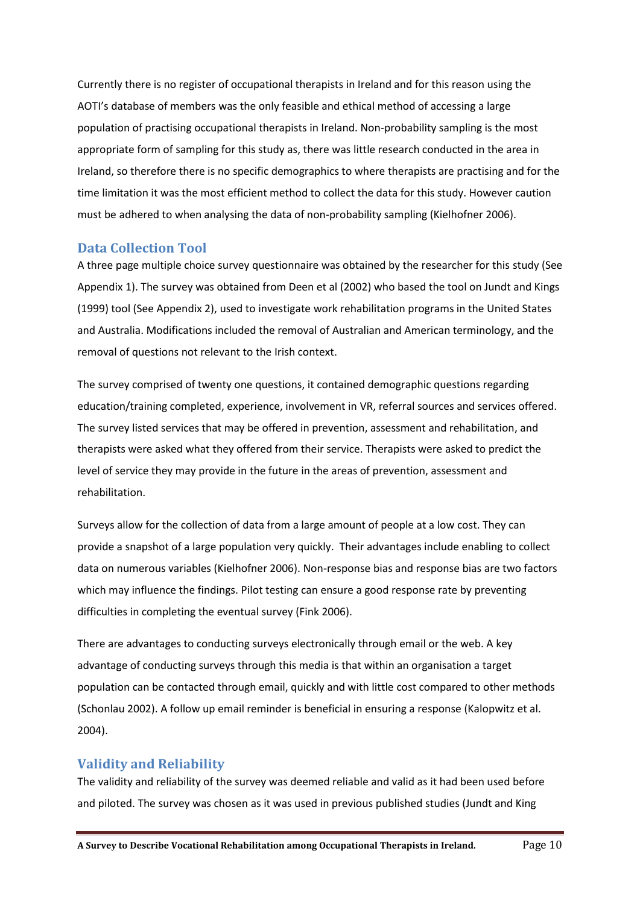Currently there is no register of occupational therapists in Ireland and for this reason using the AOTI's database of members was the only feasible and ethical method of accessing a large population of practising occupational therapists in Ireland. Non-probability sampling is the most appropriate form of sampling for this study as, there was little research conducted in the area in Ireland, so therefore there is no specific demographics to where therapists are practising and for the time limitation it was the most efficient method to collect the data for this study. However caution must be adhered to when analysing the data of non-probability sampling (Kielhofner 2006).

## Data Collection Tool

A three page multiple choice survey questionnaire was obtained by the researcher for this study (See Appendix 1). The survey was obtained from Deen et al (2002) who based the tool on Jundt and Kings (1999) tool (See Appendix 2), used to investigate work rehabilitation programs in the United States and Australia. Modifications included the removal of Australian and American terminology, and the removal of questions not relevant to the Irish context.

The survey comprised of twenty one questions, it contained demographic questions regarding education/training completed, experience, involvement in VR, referral sources and services offered. The survey listed services that may be offered in prevention, assessment and rehabilitation, and therapists were asked what they offered from their service. Therapists were asked to predict the level of service they may provide in the future in the areas of prevention, assessment and rehabilitation.

Surveys allow for the collection of data from a large amount of people at a low cost. They can provide a snapshot of a large population very quickly. Their advantages include enabling to collect data on numerous variables (Kielhofner 2006). Non-response bias and response bias are two factors which may influence the findings. Pilot testing can ensure a good response rate by preventing difficulties in completing the eventual survey (Fink 2006).

There are advantages to conducting surveys electronically through email or the web. A key advantage of conducting surveys through this media is that within an organisation a target population can be contacted through email, quickly and with little cost compared to other methods (Schonlau 2002). A follow up email reminder is beneficial in ensuring a response (Kalopwitz et al. 2004).

## Validity and Reliability

The validity and reliability of the survey was deemed reliable and valid as it had been used before and piloted. The survey was chosen as it was used in previous published studies (Jundt and King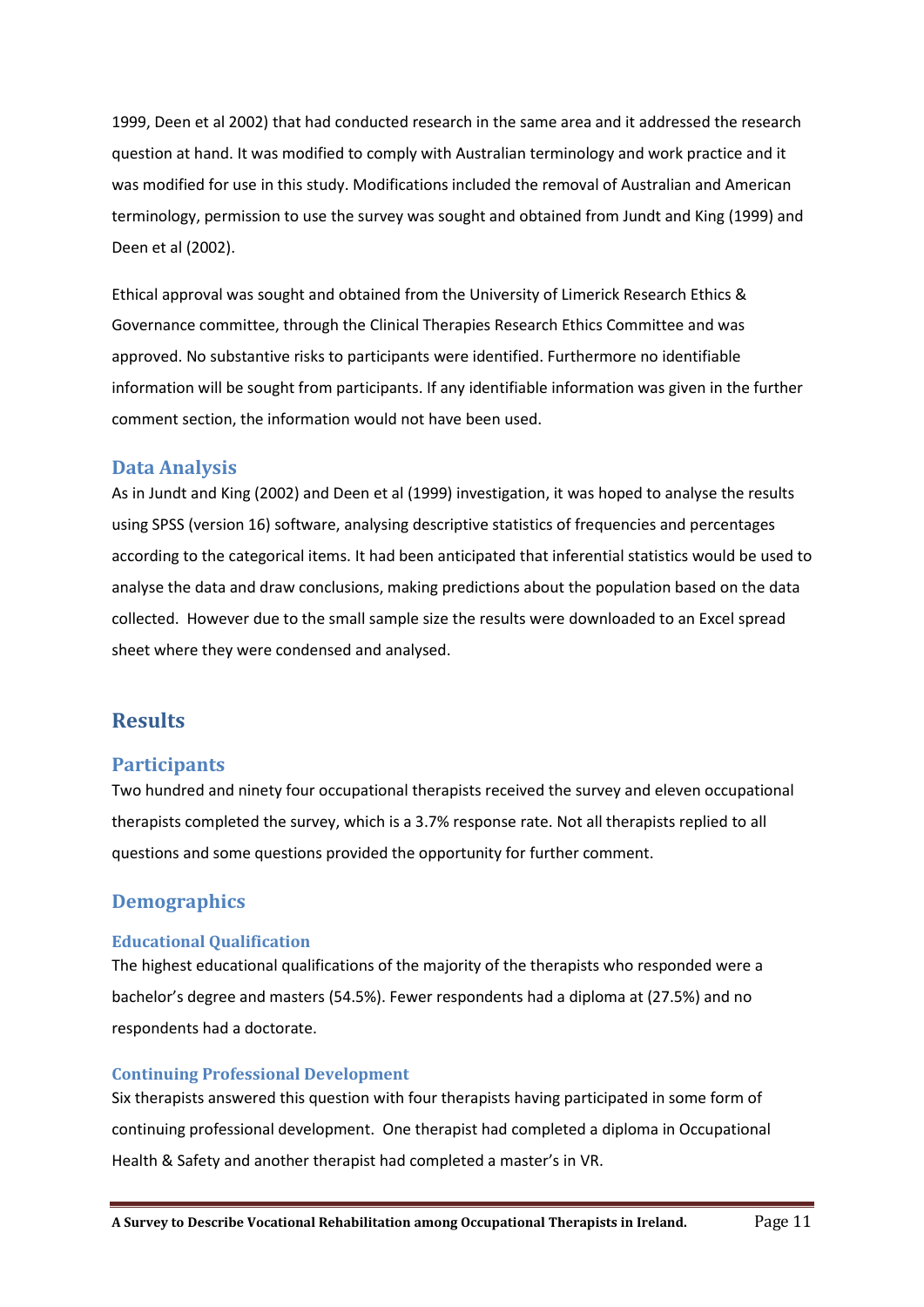1999, Deen et al 2002) that had conducted research in the same area and it addressed the research question at hand. It was modified to comply with Australian terminology and work practice and it was modified for use in this study. Modifications included the removal of Australian and American terminology, permission to use the survey was sought and obtained from Jundt and King (1999) and Deen et al (2002).

Ethical approval was sought and obtained from the University of Limerick Research Ethics & Governance committee, through the Clinical Therapies Research Ethics Committee and was approved. No substantive risks to participants were identified. Furthermore no identifiable information will be sought from participants. If any identifiable information was given in the further comment section, the information would not have been used.

## Data Analysis

As in Jundt and King (2002) and Deen et al (1999) investigation, it was hoped to analyse the results using SPSS (version 16) software, analysing descriptive statistics of frequencies and percentages according to the categorical items. It had been anticipated that inferential statistics would be used to analyse the data and draw conclusions, making predictions about the population based on the data collected. However due to the small sample size the results were downloaded to an Excel spread sheet where they were condensed and analysed.

# Results

## Participants

Two hundred and ninety four occupational therapists received the survey and eleven occupational therapists completed the survey, which is a 3.7% response rate. Not all therapists replied to all questions and some questions provided the opportunity for further comment.

## Demographics

### Educational Qualification

The highest educational qualifications of the majority of the therapists who responded were a bachelor's degree and masters (54.5%). Fewer respondents had a diploma at (27.5%) and no respondents had a doctorate.

### Continuing Professional Development

Six therapists answered this question with four therapists having participated in some form of continuing professional development. One therapist had completed a diploma in Occupational Health & Safety and another therapist had completed a master's in VR.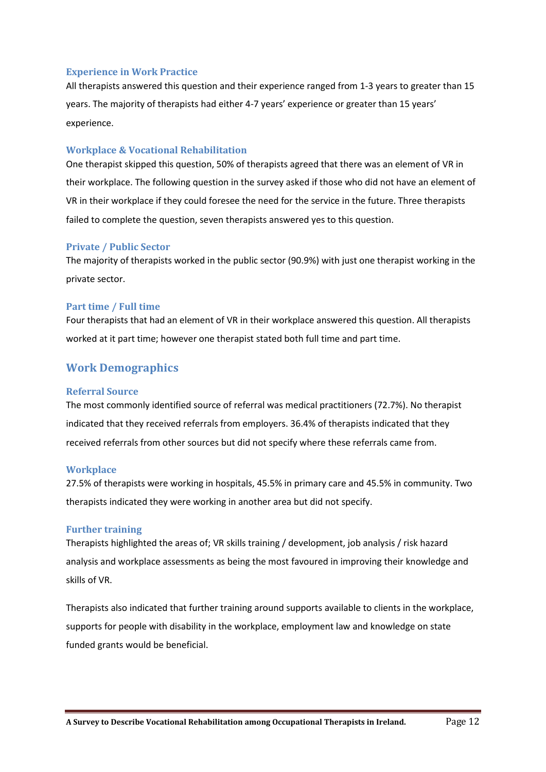### Experience in Work Practice

All therapists answered this question and their experience ranged from 1-3 years to greater than 15 years. The majority of therapists had either 4-7 years' experience or greater than 15 years' experience.

### Workplace & Vocational Rehabilitation

One therapist skipped this question, 50% of therapists agreed that there was an element of VR in their workplace. The following question in the survey asked if those who did not have an element of VR in their workplace if they could foresee the need for the service in the future. Three therapists failed to complete the question, seven therapists answered yes to this question.

### Private / Public Sector

The majority of therapists worked in the public sector (90.9%) with just one therapist working in the private sector.

### Part time / Full time

Four therapists that had an element of VR in their workplace answered this question. All therapists worked at it part time; however one therapist stated both full time and part time.

## Work Demographics

### Referral Source

The most commonly identified source of referral was medical practitioners (72.7%). No therapist indicated that they received referrals from employers. 36.4% of therapists indicated that they received referrals from other sources but did not specify where these referrals came from.

### Workplace

27.5% of therapists were working in hospitals, 45.5% in primary care and 45.5% in community. Two therapists indicated they were working in another area but did not specify.

### Further training

Therapists highlighted the areas of; VR skills training / development, job analysis / risk hazard analysis and workplace assessments as being the most favoured in improving their knowledge and skills of VR.

Therapists also indicated that further training around supports available to clients in the workplace, supports for people with disability in the workplace, employment law and knowledge on state funded grants would be beneficial.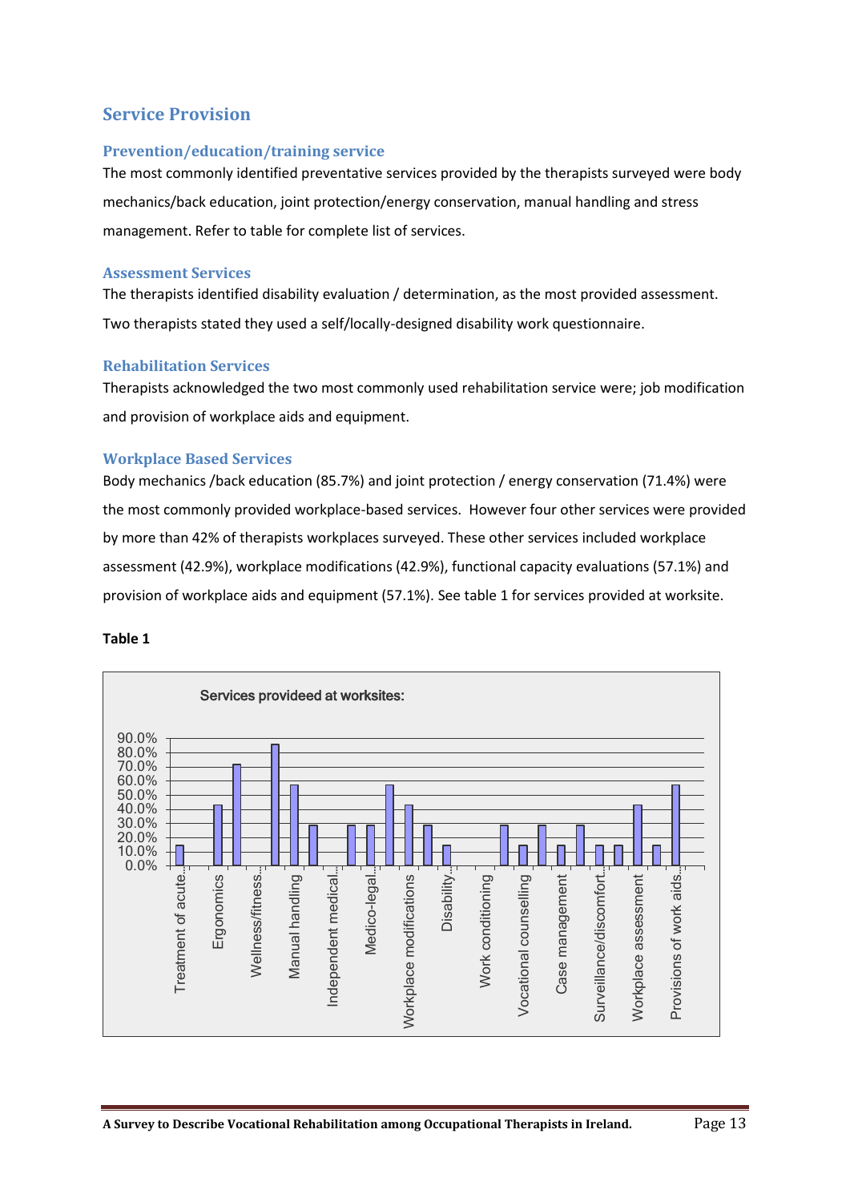## Service Provision

### Prevention/education/training service

The most commonly identified preventative services provided by the therapists surveyed were body mechanics/back education, joint protection/energy conservation, manual handling and stress management. Refer to table for complete list of services.

### Assessment Services

The therapists identified disability evaluation / determination, as the most provided assessment. Two therapists stated they used a self/locally-designed disability work questionnaire.

### Rehabilitation Services

Therapists acknowledged the two most commonly used rehabilitation service were; job modification and provision of workplace aids and equipment.

### Workplace Based Services

Body mechanics /back education (85.7%) and joint protection / energy conservation (71.4%) were the most commonly provided workplace-based services. However four other services were provided by more than 42% of therapists workplaces surveyed. These other services included workplace assessment (42.9%), workplace modifications (42.9%), functional capacity evaluations (57.1%) and provision of workplace aids and equipment (57.1%). See table 1 for services provided at worksite.

**Table 1**

Services provideed at worksites: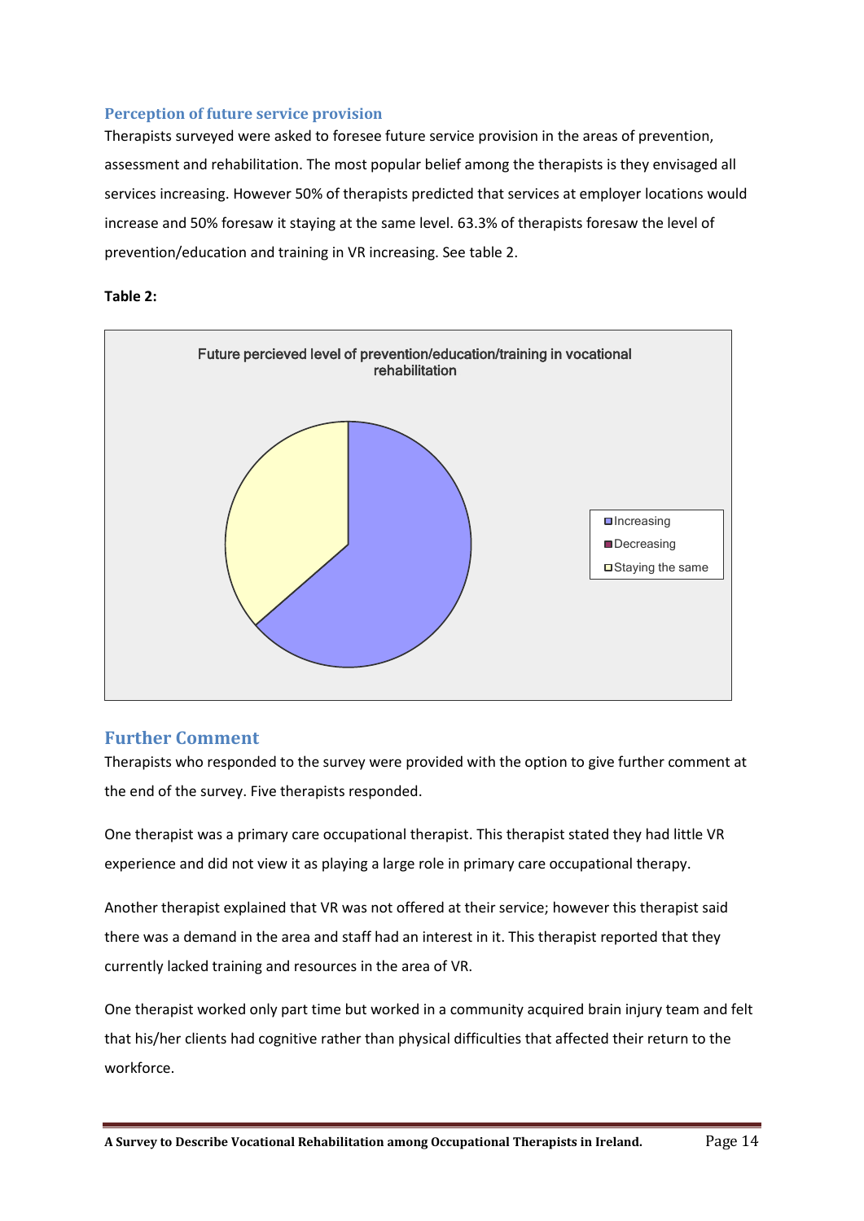### Perception of future service provision

Therapists surveyed were asked to foresee future service provision in the areas of prevention, assessment and rehabilitation. The most popular belief among the therapists is they envisaged all services increasing. However 50% of therapists predicted that services at employer locations would increase and 50% foresaw it staying at the same level. 63.3% of therapists foresaw the level of prevention/education and training in VR increasing. See table 2.

**Table 2:**

Future percieved level of prevention/education/training in vocational rehabilitation

- Increasing
- Decreasing
- Staying the same

## Further Comment

Therapists who responded to the survey were provided with the option to give further comment at the end of the survey. Five therapists responded.

One therapist was a primary care occupational therapist. This therapist stated they had little VR experience and did not view it as playing a large role in primary care occupational therapy.

Another therapist explained that VR was not offered at their service; however this therapist said there was a demand in the area and staff had an interest in it. This therapist reported that they currently lacked training and resources in the area of VR.

One therapist worked only part time but worked in a community acquired brain injury team and felt that his/her clients had cognitive rather than physical difficulties that affected their return to the workforce.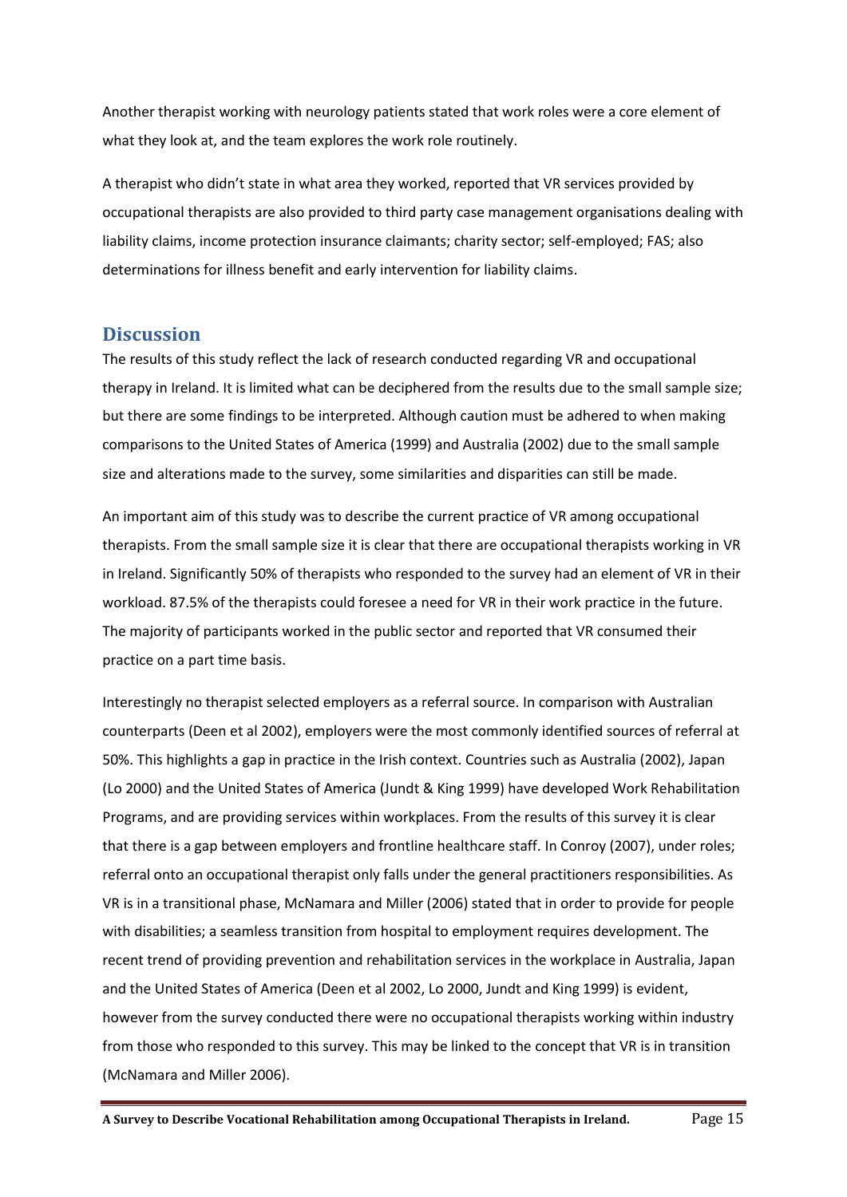Another therapist working with neurology patients stated that work roles were a core element of what they look at, and the team explores the work role routinely.

A therapist who didn't state in what area they worked, reported that VR services provided by occupational therapists are also provided to third party case management organisations dealing with liability claims, income protection insurance claimants; charity sector; self-employed; FAS; also determinations for illness benefit and early intervention for liability claims.

## Discussion

The results of this study reflect the lack of research conducted regarding VR and occupational therapy in Ireland. It is limited what can be deciphered from the results due to the small sample size; but there are some findings to be interpreted. Although caution must be adhered to when making comparisons to the United States of America (1999) and Australia (2002) due to the small sample size and alterations made to the survey, some similarities and disparities can still be made.

An important aim of this study was to describe the current practice of VR among occupational therapists. From the small sample size it is clear that there are occupational therapists working in VR in Ireland. Significantly 50% of therapists who responded to the survey had an element of VR in their workload. 87.5% of the therapists could foresee a need for VR in their work practice in the future. The majority of participants worked in the public sector and reported that VR consumed their practice on a part time basis.

Interestingly no therapist selected employers as a referral source. In comparison with Australian counterparts (Deen et al 2002), employers were the most commonly identified sources of referral at 50%. This highlights a gap in practice in the Irish context. Countries such as Australia (2002), Japan (Lo 2000) and the United States of America (Jundt & King 1999) have developed Work Rehabilitation Programs, and are providing services within workplaces. From the results of this survey it is clear that there is a gap between employers and frontline healthcare staff. In Conroy (2007), under roles; referral onto an occupational therapist only falls under the general practitioners responsibilities. As VR is in a transitional phase, McNamara and Miller (2006) stated that in order to provide for people with disabilities; a seamless transition from hospital to employment requires development. The recent trend of providing prevention and rehabilitation services in the workplace in Australia, Japan and the United States of America (Deen et al 2002, Lo 2000, Jundt and King 1999) is evident, however from the survey conducted there were no occupational therapists working within industry from those who responded to this survey. This may be linked to the concept that VR is in transition (McNamara and Miller 2006).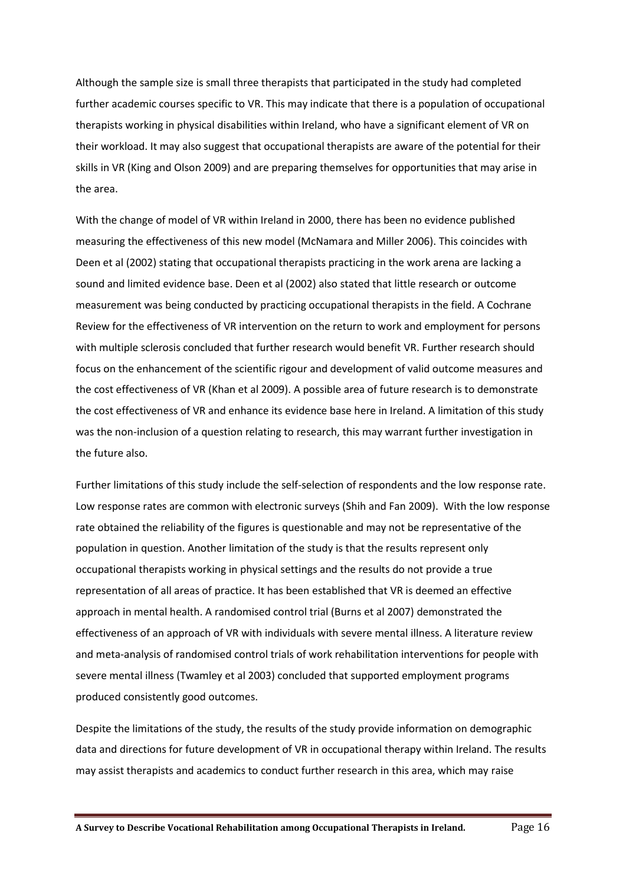Although the sample size is small three therapists that participated in the study had completed further academic courses specific to VR. This may indicate that there is a population of occupational therapists working in physical disabilities within Ireland, who have a significant element of VR on their workload. It may also suggest that occupational therapists are aware of the potential for their skills in VR (King and Olson 2009) and are preparing themselves for opportunities that may arise in the area.

With the change of model of VR within Ireland in 2000, there has been no evidence published measuring the effectiveness of this new model (McNamara and Miller 2006). This coincides with Deen et al (2002) stating that occupational therapists practicing in the work arena are lacking a sound and limited evidence base. Deen et al (2002) also stated that little research or outcome measurement was being conducted by practicing occupational therapists in the field. A Cochrane Review for the effectiveness of VR intervention on the return to work and employment for persons with multiple sclerosis concluded that further research would benefit VR. Further research should focus on the enhancement of the scientific rigour and development of valid outcome measures and the cost effectiveness of VR (Khan et al 2009). A possible area of future research is to demonstrate the cost effectiveness of VR and enhance its evidence base here in Ireland. A limitation of this study was the non-inclusion of a question relating to research, this may warrant further investigation in the future also.

Further limitations of this study include the self-selection of respondents and the low response rate. Low response rates are common with electronic surveys (Shih and Fan 2009). With the low response rate obtained the reliability of the figures is questionable and may not be representative of the population in question. Another limitation of the study is that the results represent only occupational therapists working in physical settings and the results do not provide a true representation of all areas of practice. It has been established that VR is deemed an effective approach in mental health. A randomised control trial (Burns et al 2007) demonstrated the effectiveness of an approach of VR with individuals with severe mental illness. A literature review and meta-analysis of randomised control trials of work rehabilitation interventions for people with severe mental illness (Twamley et al 2003) concluded that supported employment programs produced consistently good outcomes.

Despite the limitations of the study, the results of the study provide information on demographic data and directions for future development of VR in occupational therapy within Ireland. The results may assist therapists and academics to conduct further research in this area, which may raise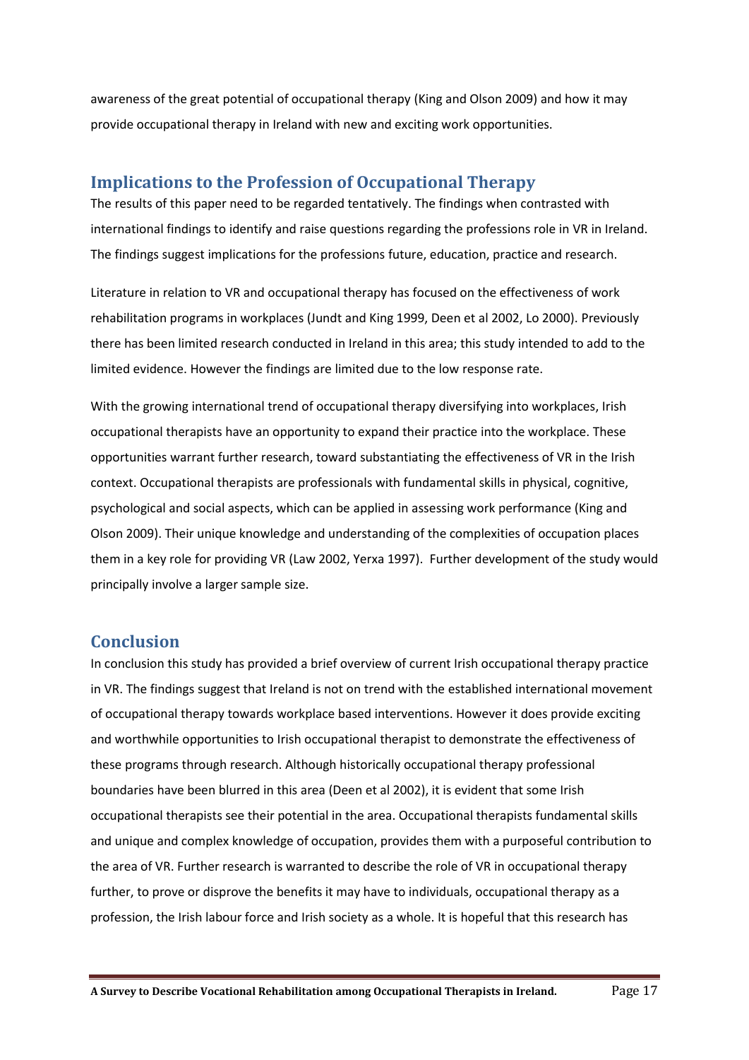awareness of the great potential of occupational therapy (King and Olson 2009) and how it may provide occupational therapy in Ireland with new and exciting work opportunities.

## Implications to the Profession of Occupational Therapy

The results of this paper need to be regarded tentatively. The findings when contrasted with international findings to identify and raise questions regarding the professions role in VR in Ireland. The findings suggest implications for the professions future, education, practice and research.

Literature in relation to VR and occupational therapy has focused on the effectiveness of work rehabilitation programs in workplaces (Jundt and King 1999, Deen et al 2002, Lo 2000). Previously there has been limited research conducted in Ireland in this area; this study intended to add to the limited evidence. However the findings are limited due to the low response rate.

With the growing international trend of occupational therapy diversifying into workplaces, Irish occupational therapists have an opportunity to expand their practice into the workplace. These opportunities warrant further research, toward substantiating the effectiveness of VR in the Irish context. Occupational therapists are professionals with fundamental skills in physical, cognitive, psychological and social aspects, which can be applied in assessing work performance (King and Olson 2009). Their unique knowledge and understanding of the complexities of occupation places them in a key role for providing VR (Law 2002, Yerxa 1997). Further development of the study would principally involve a larger sample size.

## Conclusion

In conclusion this study has provided a brief overview of current Irish occupational therapy practice in VR. The findings suggest that Ireland is not on trend with the established international movement of occupational therapy towards workplace based interventions. However it does provide exciting and worthwhile opportunities to Irish occupational therapist to demonstrate the effectiveness of these programs through research. Although historically occupational therapy professional boundaries have been blurred in this area (Deen et al 2002), it is evident that some Irish occupational therapists see their potential in the area. Occupational therapists fundamental skills and unique and complex knowledge of occupation, provides them with a purposeful contribution to the area of VR. Further research is warranted to describe the role of VR in occupational therapy further, to prove or disprove the benefits it may have to individuals, occupational therapy as a profession, the Irish labour force and Irish society as a whole. It is hopeful that this research has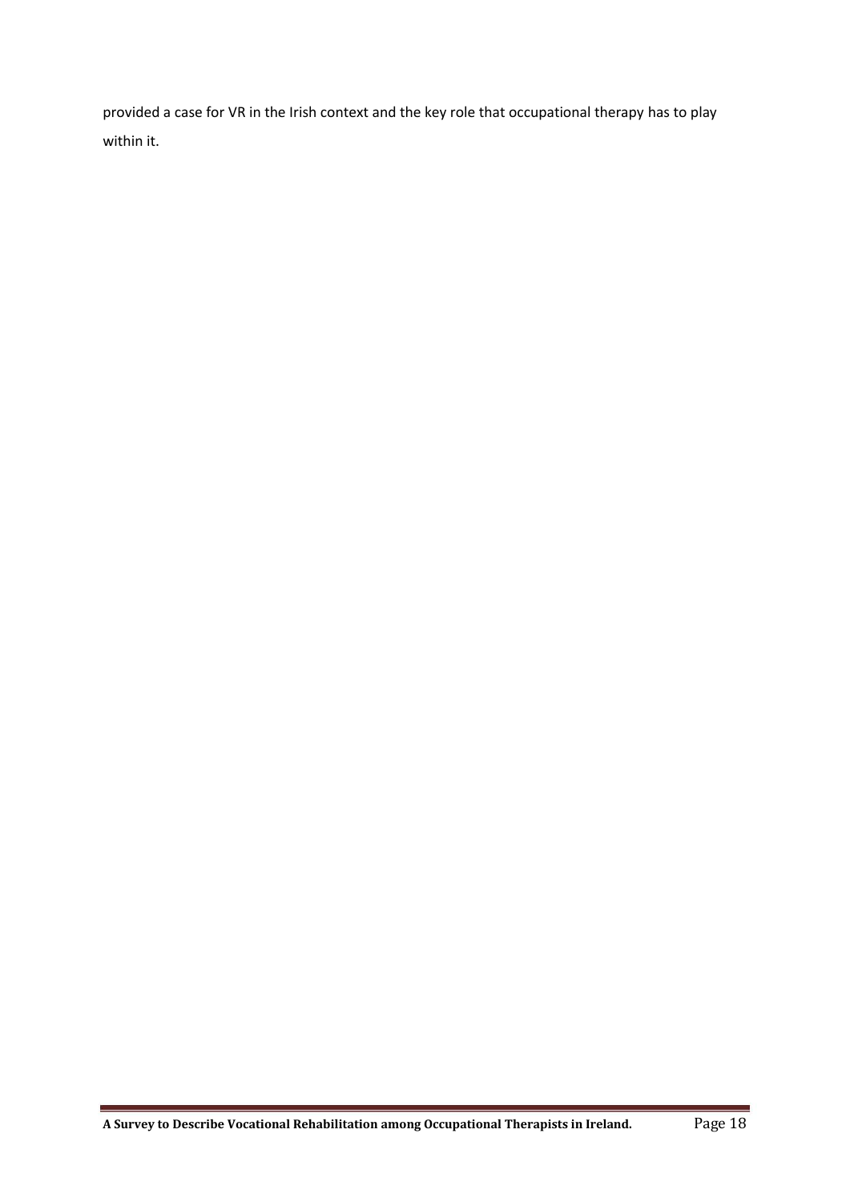provided a case for VR in the Irish context and the key role that occupational therapy has to play within it.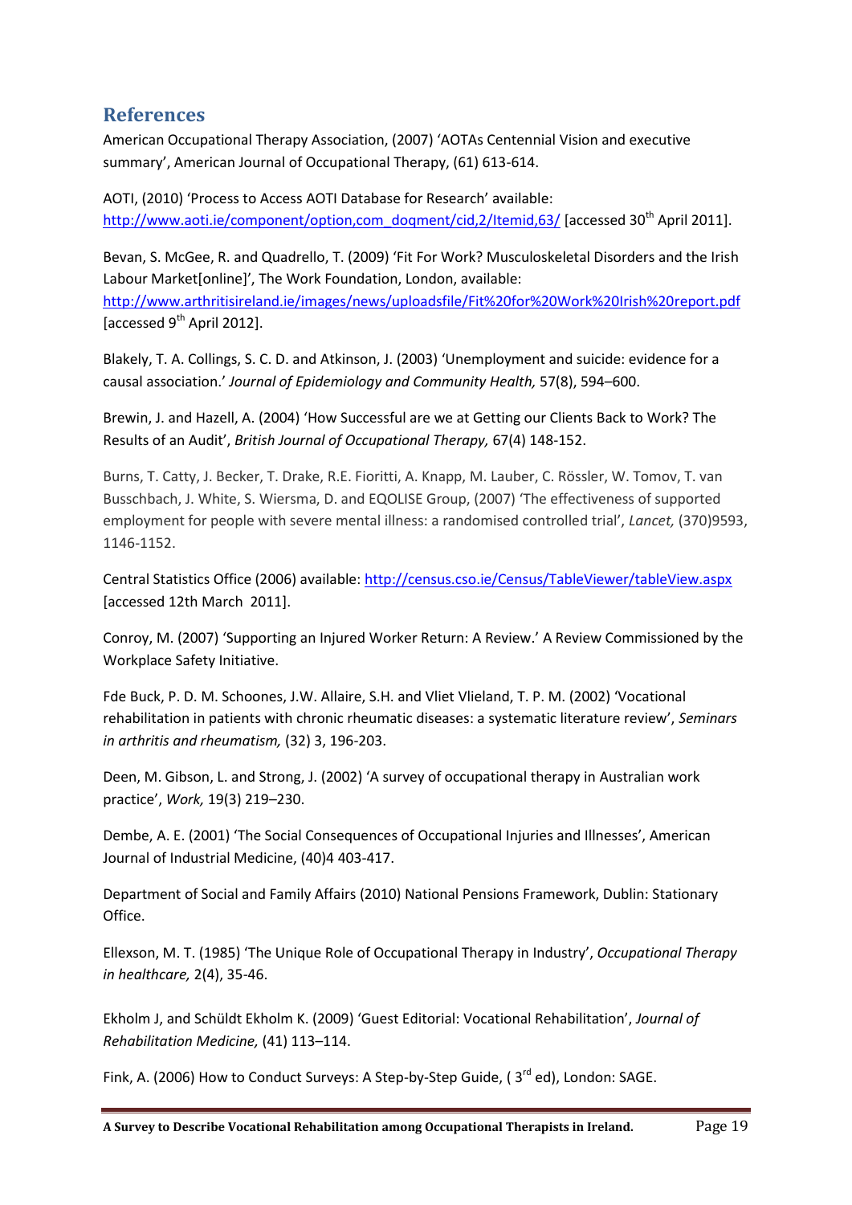## References

American Occupational Therapy Association, (2007) 'AOTAs Centennial Vision and executive summary', American Journal of Occupational Therapy, (61) 613-614.

AOTI, (2010) 'Process to Access AOTI Database for Research' available: http://www.aoti.ie/component/option,com_doqment/cid,2/Itemid,63/ [accessed 30th April 2011].

Bevan, S. McGee, R. and Quadrello, T. (2009) 'Fit For Work? Musculoskeletal Disorders and the Irish Labour Market[online]', The Work Foundation, London, available: http://www.arthritisireland.ie/images/news/uploadsfile/Fit%20for%20Work%20Irish%20report.pdf [accessed 9th April 2012].

Blakely, T. A. Collings, S. C. D. and Atkinson, J. (2003) 'Unemployment and suicide: evidence for a causal association.' *Journal of Epidemiology and Community Health,* 57(8), 594–600.

Brewin, J. and Hazell, A. (2004) 'How Successful are we at Getting our Clients Back to Work? The Results of an Audit', *British Journal of Occupational Therapy,* 67(4) 148-152.

Burns, T. Catty, J. Becker, T. Drake, R.E. Fioritti, A. Knapp, M. Lauber, C. Rössler, W. Tomov, T. van Busschbach, J. White, S. Wiersma, D. and EQOLISE Group, (2007) 'The effectiveness of supported employment for people with severe mental illness: a randomised controlled trial', *Lancet,* (370)9593, 1146-1152.

Central Statistics Office (2006) available: http://census.cso.ie/Census/TableViewer/tableView.aspx [accessed 12th March 2011].

Conroy, M. (2007) 'Supporting an Injured Worker Return: A Review.' A Review Commissioned by the Workplace Safety Initiative.

Fde Buck, P. D. M. Schoones, J.W. Allaire, S.H. and Vliet Vlieland, T. P. M. (2002) 'Vocational rehabilitation in patients with chronic rheumatic diseases: a systematic literature review', *Seminars in arthritis and rheumatism,* (32) 3, 196-203.

Deen, M. Gibson, L. and Strong, J. (2002) 'A survey of occupational therapy in Australian work practice', *Work,* 19(3) 219–230.

Dembe, A. E. (2001) 'The Social Consequences of Occupational Injuries and Illnesses', American Journal of Industrial Medicine, (40)4 403-417.

Department of Social and Family Affairs (2010) National Pensions Framework, Dublin: Stationary Office.

Ellexson, M. T. (1985) 'The Unique Role of Occupational Therapy in Industry', *Occupational Therapy in healthcare,* 2(4), 35-46.

Ekholm J, and Schüldt Ekholm K. (2009) 'Guest Editorial: Vocational Rehabilitation', *Journal of Rehabilitation Medicine,* (41) 113–114.

Fink, A. (2006) How to Conduct Surveys: A Step-by-Step Guide, ( 3rd ed), London: SAGE.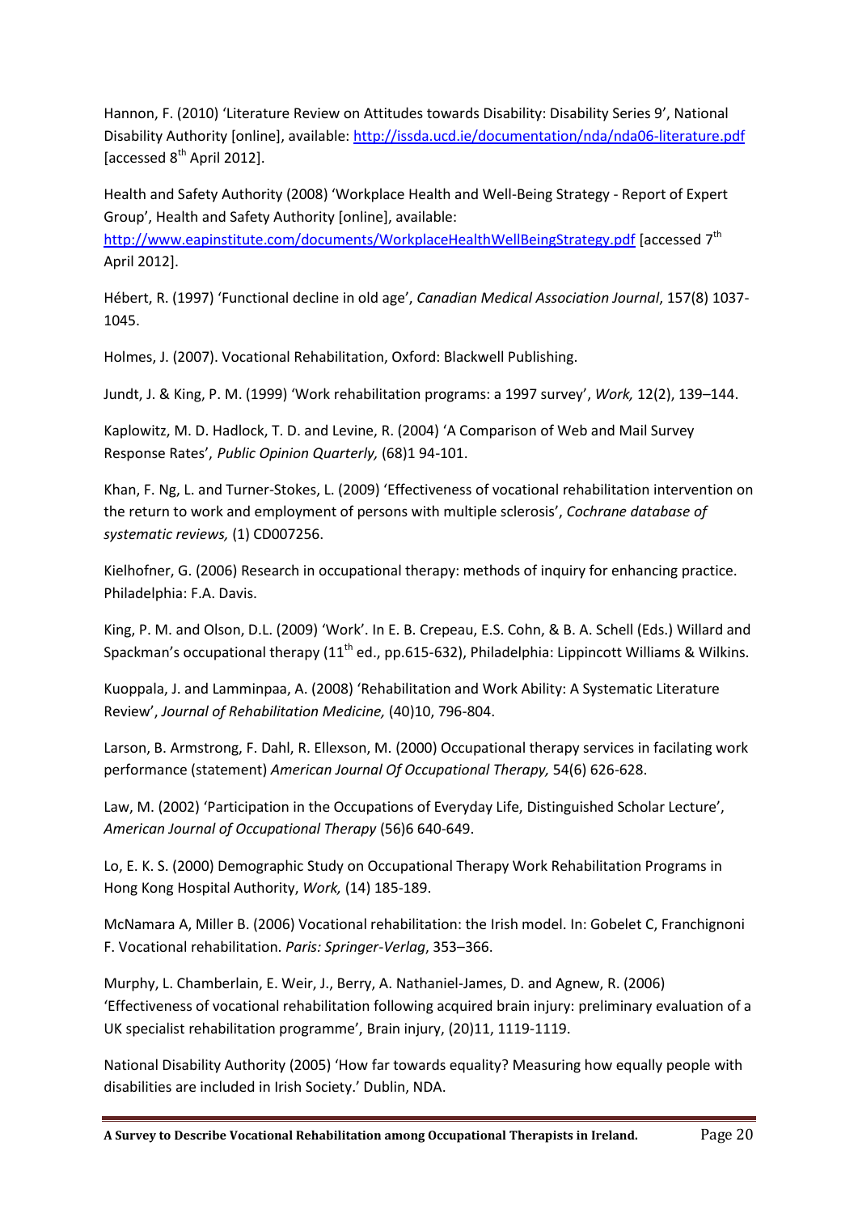Hannon, F. (2010) 'Literature Review on Attitudes towards Disability: Disability Series 9', National Disability Authority [online], available: http://issda.ucd.ie/documentation/nda/nda06-literature.pdf [accessed 8th April 2012].

Health and Safety Authority (2008) 'Workplace Health and Well-Being Strategy - Report of Expert Group', Health and Safety Authority [online], available: http://www.eapinstitute.com/documents/WorkplaceHealthWellBeingStrategy.pdf [accessed 7th April 2012].

Hébert, R. (1997) 'Functional decline in old age', *Canadian Medical Association Journal*, 157(8) 1037-1045.

Holmes, J. (2007). Vocational Rehabilitation, Oxford: Blackwell Publishing.

Jundt, J. & King, P. M. (1999) 'Work rehabilitation programs: a 1997 survey', *Work,* 12(2), 139–144.

Kaplowitz, M. D. Hadlock, T. D. and Levine, R. (2004) 'A Comparison of Web and Mail Survey Response Rates', *Public Opinion Quarterly,* (68)1 94-101.

Khan, F. Ng, L. and Turner-Stokes, L. (2009) 'Effectiveness of vocational rehabilitation intervention on the return to work and employment of persons with multiple sclerosis', *Cochrane database of systematic reviews,* (1) CD007256.

Kielhofner, G. (2006) Research in occupational therapy: methods of inquiry for enhancing practice. Philadelphia: F.A. Davis.

King, P. M. and Olson, D.L. (2009) 'Work'. In E. B. Crepeau, E.S. Cohn, & B. A. Schell (Eds.) Willard and Spackman's occupational therapy (11th ed., pp.615-632), Philadelphia: Lippincott Williams & Wilkins.

Kuoppala, J. and Lamminpaa, A. (2008) 'Rehabilitation and Work Ability: A Systematic Literature Review', *Journal of Rehabilitation Medicine,* (40)10, 796-804.

Larson, B. Armstrong, F. Dahl, R. Ellexson, M. (2000) Occupational therapy services in facilating work performance (statement) *American Journal Of Occupational Therapy,* 54(6) 626-628.

Law, M. (2002) 'Participation in the Occupations of Everyday Life, Distinguished Scholar Lecture', *American Journal of Occupational Therapy* (56)6 640-649.

Lo, E. K. S. (2000) Demographic Study on Occupational Therapy Work Rehabilitation Programs in Hong Kong Hospital Authority, *Work,* (14) 185-189.

McNamara A, Miller B. (2006) Vocational rehabilitation: the Irish model. In: Gobelet C, Franchignoni F. Vocational rehabilitation. *Paris: Springer-Verlag*, 353–366.

Murphy, L. Chamberlain, E. Weir, J., Berry, A. Nathaniel-James, D. and Agnew, R. (2006) 'Effectiveness of vocational rehabilitation following acquired brain injury: preliminary evaluation of a UK specialist rehabilitation programme', Brain injury, (20)11, 1119-1119.

National Disability Authority (2005) 'How far towards equality? Measuring how equally people with disabilities are included in Irish Society.' Dublin, NDA.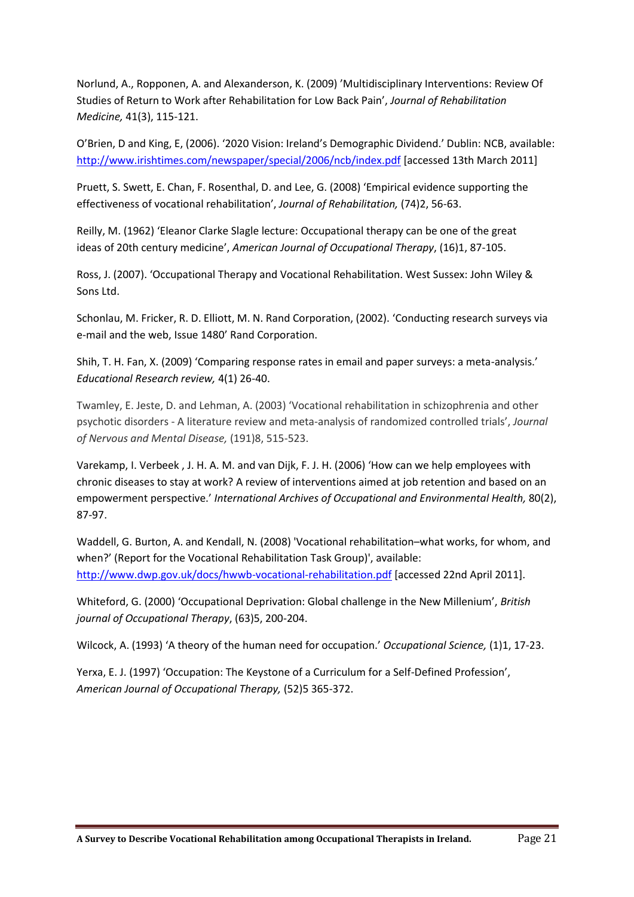Norlund, A., Ropponen, A. and Alexanderson, K. (2009) 'Multidisciplinary Interventions: Review Of Studies of Return to Work after Rehabilitation for Low Back Pain', *Journal of Rehabilitation Medicine,* 41(3), 115-121.

O'Brien, D and King, E, (2006). '2020 Vision: Ireland's Demographic Dividend.' Dublin: NCB, available: http://www.irishtimes.com/newspaper/special/2006/ncb/index.pdf [accessed 13th March 2011]

Pruett, S. Swett, E. Chan, F. Rosenthal, D. and Lee, G. (2008) 'Empirical evidence supporting the effectiveness of vocational rehabilitation', *Journal of Rehabilitation,* (74)2, 56-63.

Reilly, M. (1962) 'Eleanor Clarke Slagle lecture: Occupational therapy can be one of the great ideas of 20th century medicine', *American Journal of Occupational Therapy*, (16)1, 87-105.

Ross, J. (2007). 'Occupational Therapy and Vocational Rehabilitation. West Sussex: John Wiley & Sons Ltd.

Schonlau, M. Fricker, R. D. Elliott, M. N. Rand Corporation, (2002). 'Conducting research surveys via e-mail and the web, Issue 1480' Rand Corporation.

Shih, T. H. Fan, X. (2009) 'Comparing response rates in email and paper surveys: a meta-analysis.' *Educational Research review,* 4(1) 26-40.

Twamley, E. Jeste, D. and Lehman, A. (2003) 'Vocational rehabilitation in schizophrenia and other psychotic disorders - A literature review and meta-analysis of randomized controlled trials', *Journal of Nervous and Mental Disease,* (191)8, 515-523.

Varekamp, I. Verbeek , J. H. A. M. and van Dijk, F. J. H. (2006) 'How can we help employees with chronic diseases to stay at work? A review of interventions aimed at job retention and based on an empowerment perspective.' *International Archives of Occupational and Environmental Health,* 80(2), 87-97.

Waddell, G. Burton, A. and Kendall, N. (2008) 'Vocational rehabilitation–what works, for whom, and when?' (Report for the Vocational Rehabilitation Task Group)', available: http://www.dwp.gov.uk/docs/hwwb-vocational-rehabilitation.pdf [accessed 22nd April 2011].

Whiteford, G. (2000) 'Occupational Deprivation: Global challenge in the New Millenium', *British journal of Occupational Therapy*, (63)5, 200-204.

Wilcock, A. (1993) 'A theory of the human need for occupation.' *Occupational Science,* (1)1, 17-23.

Yerxa, E. J. (1997) 'Occupation: The Keystone of a Curriculum for a Self-Defined Profession', *American Journal of Occupational Therapy,* (52)5 365-372.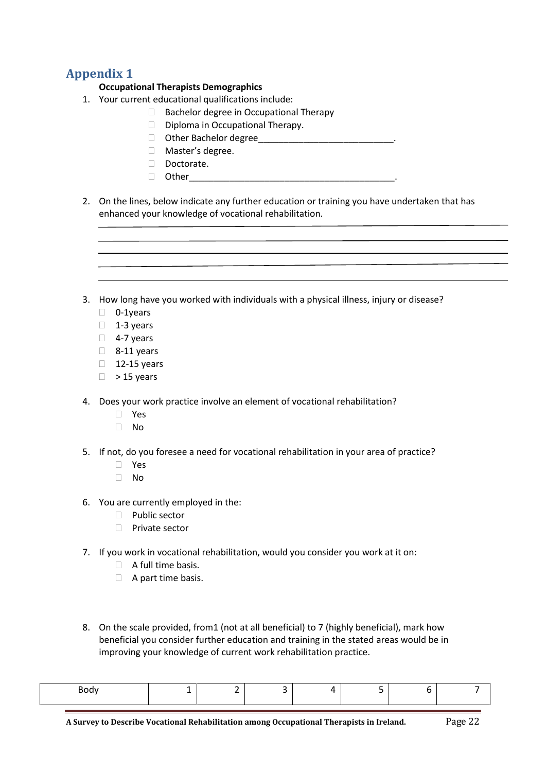# Appendix 1

**Occupational Therapists Demographics**

1. Your current educational qualifications include:
   - ☐ Bachelor degree in Occupational Therapy
   - ☐ Diploma in Occupational Therapy.
   - ☐ Other Bachelor degree___________________________.
   - ☐ Master's degree.
   - ☐ Doctorate.
   - ☐ Other__________________________________________.

2. On the lines, below indicate any further education or training you have undertaken that has enhanced your knowledge of vocational rehabilitation.

   ______________________________________________________________________

   ______________________________________________________________________

   ______________________________________________________________________

   ______________________________________________________________________

   ______________________________________________________________________

3. How long have you worked with individuals with a physical illness, injury or disease?
   - ☐ 0-1years
   - ☐ 1-3 years
   - ☐ 4-7 years
   - ☐ 8-11 years
   - ☐ 12-15 years
   - ☐ > 15 years

4. Does your work practice involve an element of vocational rehabilitation?
   - ☐ Yes
   - ☐ No

5. If not, do you foresee a need for vocational rehabilitation in your area of practice?
   - ☐ Yes
   - ☐ No

6. You are currently employed in the:
   - ☐ Public sector
   - ☐ Private sector

7. If you work in vocational rehabilitation, would you consider you work at it on:
   - ☐ A full time basis.
   - ☐ A part time basis.

8. On the scale provided, from1 (not at all beneficial) to 7 (highly beneficial), mark how beneficial you consider further education and training in the stated areas would be in improving your knowledge of current work rehabilitation practice.

| Body | 1 | 2 | 3 | 4 | 5 | 6 | 7 |
|---|---|---|---|---|---|---|---|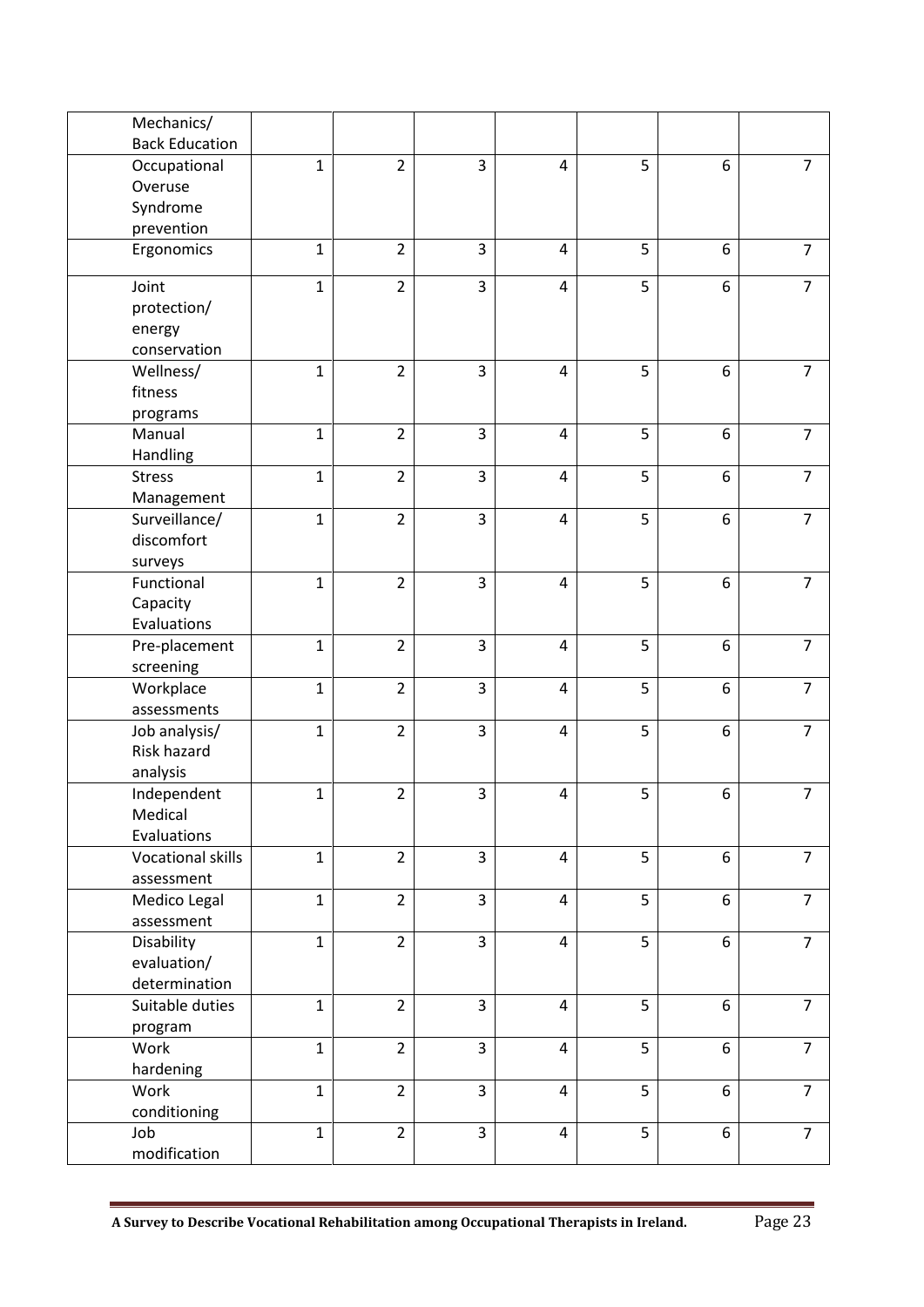| | | | | | | | |
|---|---|---|---|---|---|---|---|
| Mechanics/ Back Education | | | | | | | |
| Occupational Overuse Syndrome prevention | 1 | 2 | 3 | 4 | 5 | 6 | 7 |
| Ergonomics | 1 | 2 | 3 | 4 | 5 | 6 | 7 |
| Joint protection/ energy conservation | 1 | 2 | 3 | 4 | 5 | 6 | 7 |
| Wellness/ fitness programs | 1 | 2 | 3 | 4 | 5 | 6 | 7 |
| Manual Handling | 1 | 2 | 3 | 4 | 5 | 6 | 7 |
| Stress Management | 1 | 2 | 3 | 4 | 5 | 6 | 7 |
| Surveillance/ discomfort surveys | 1 | 2 | 3 | 4 | 5 | 6 | 7 |
| Functional Capacity Evaluations | 1 | 2 | 3 | 4 | 5 | 6 | 7 |
| Pre-placement screening | 1 | 2 | 3 | 4 | 5 | 6 | 7 |
| Workplace assessments | 1 | 2 | 3 | 4 | 5 | 6 | 7 |
| Job analysis/ Risk hazard analysis | 1 | 2 | 3 | 4 | 5 | 6 | 7 |
| Independent Medical Evaluations | 1 | 2 | 3 | 4 | 5 | 6 | 7 |
| Vocational skills assessment | 1 | 2 | 3 | 4 | 5 | 6 | 7 |
| Medico Legal assessment | 1 | 2 | 3 | 4 | 5 | 6 | 7 |
| Disability evaluation/ determination | 1 | 2 | 3 | 4 | 5 | 6 | 7 |
| Suitable duties program | 1 | 2 | 3 | 4 | 5 | 6 | 7 |
| Work hardening | 1 | 2 | 3 | 4 | 5 | 6 | 7 |
| Work conditioning | 1 | 2 | 3 | 4 | 5 | 6 | 7 |
| Job modification | 1 | 2 | 3 | 4 | 5 | 6 | 7 |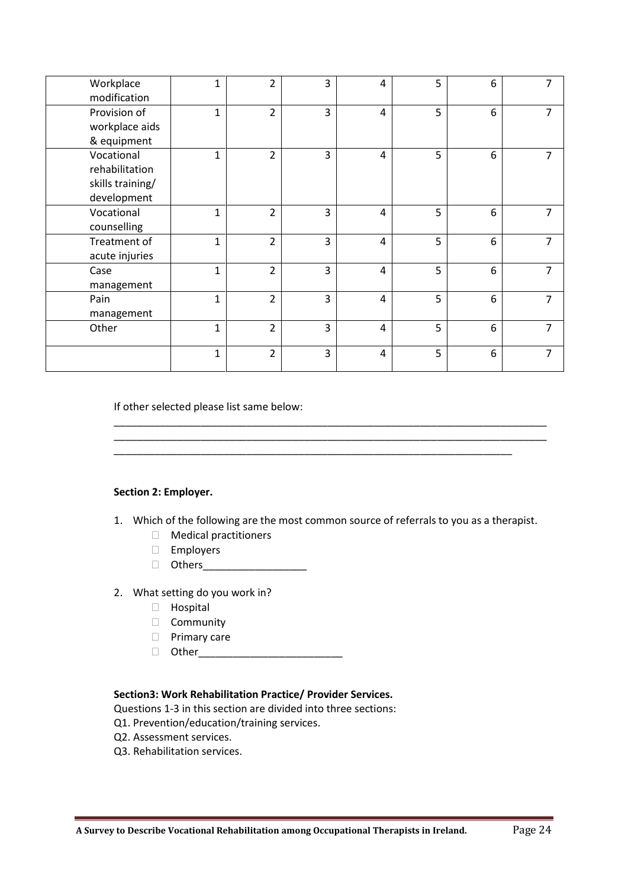| | | | | | | | |
|---|---|---|---|---|---|---|---|
| Workplace modification | 1 | 2 | 3 | 4 | 5 | 6 | 7 |
| Provision of workplace aids & equipment | 1 | 2 | 3 | 4 | 5 | 6 | 7 |
| Vocational rehabilitation skills training/ development | 1 | 2 | 3 | 4 | 5 | 6 | 7 |
| Vocational counselling | 1 | 2 | 3 | 4 | 5 | 6 | 7 |
| Treatment of acute injuries | 1 | 2 | 3 | 4 | 5 | 6 | 7 |
| Case management | 1 | 2 | 3 | 4 | 5 | 6 | 7 |
| Pain management | 1 | 2 | 3 | 4 | 5 | 6 | 7 |
| Other | 1 | 2 | 3 | 4 | 5 | 6 | 7 |
| | 1 | 2 | 3 | 4 | 5 | 6 | 7 |

If other selected please list same below:

_______________________________________________________________________________
_______________________________________________________________________________
_________________________________________________________________________

**Section 2: Employer.**

1. Which of the following are the most common source of referrals to you as a therapist.
   - ☐ Medical practitioners
   - ☐ Employers
   - ☐ Others__________________

2. What setting do you work in?
   - ☐ Hospital
   - ☐ Community
   - ☐ Primary care
   - ☐ Other_________________________

**Section3: Work Rehabilitation Practice/ Provider Services.**

Questions 1-3 in this section are divided into three sections:

Q1. Prevention/education/training services.

Q2. Assessment services.

Q3. Rehabilitation services.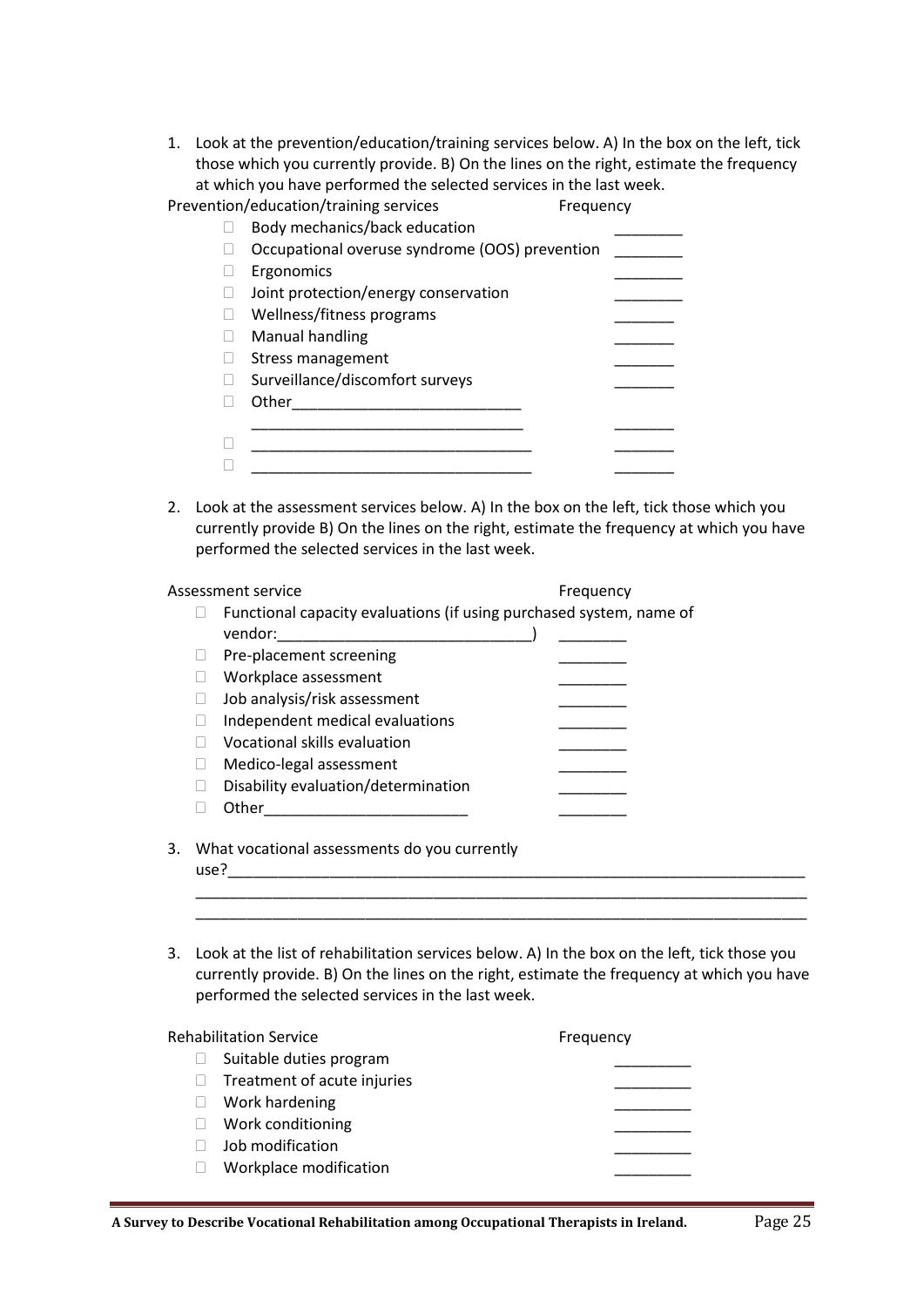1. Look at the prevention/education/training services below. A) In the box on the left, tick those which you currently provide. B) On the lines on the right, estimate the frequency at which you have performed the selected services in the last week.

Prevention/education/training services — Frequency

- ☐ Body mechanics/back education ________
- ☐ Occupational overuse syndrome (OOS) prevention ________
- ☐ Ergonomics ________
- ☐ Joint protection/energy conservation ________
- ☐ Wellness/fitness programs _______
- ☐ Manual handling _______
- ☐ Stress management _______
- ☐ Surveillance/discomfort surveys _______
- ☐ Other___________________________
  ________________________________ _______
- ☐ _________________________________ _______
- ☐ _________________________________ _______

2. Look at the assessment services below. A) In the box on the left, tick those which you currently provide B) On the lines on the right, estimate the frequency at which you have performed the selected services in the last week.

Assessment service — Frequency

- ☐ Functional capacity evaluations (if using purchased system, name of vendor:______________________________) ________
- ☐ Pre-placement screening ________
- ☐ Workplace assessment ________
- ☐ Job analysis/risk assessment ________
- ☐ Independent medical evaluations ________
- ☐ Vocational skills evaluation ________
- ☐ Medico-legal assessment ________
- ☐ Disability evaluation/determination ________
- ☐ Other________________________ ________

3. What vocational assessments do you currently use?______________________________________________________________________
___________________________________________________________________________
___________________________________________________________________________

3. Look at the list of rehabilitation services below. A) In the box on the left, tick those you currently provide. B) On the lines on the right, estimate the frequency at which you have performed the selected services in the last week.

Rehabilitation Service — Frequency

- ☐ Suitable duties program _________
- ☐ Treatment of acute injuries _________
- ☐ Work hardening _________
- ☐ Work conditioning _________
- ☐ Job modification _________
- ☐ Workplace modification _________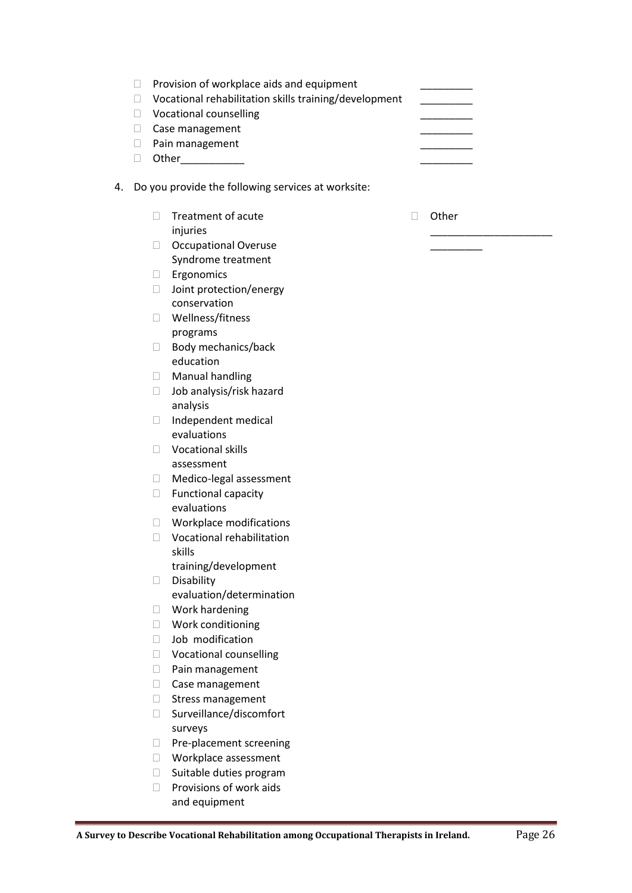- ☐ Provision of workplace aids and equipment _________
- ☐ Vocational rehabilitation skills training/development _________
- ☐ Vocational counselling _________
- ☐ Case management _________
- ☐ Pain management _________
- ☐ Other___________ _________

4. Do you provide the following services at worksite:

   - ☐ Treatment of acute injuries
   - ☐ Occupational Overuse Syndrome treatment
   - ☐ Ergonomics
   - ☐ Joint protection/energy conservation
   - ☐ Wellness/fitness programs
   - ☐ Body mechanics/back education
   - ☐ Manual handling
   - ☐ Job analysis/risk hazard analysis
   - ☐ Independent medical evaluations
   - ☐ Vocational skills assessment
   - ☐ Medico-legal assessment
   - ☐ Functional capacity evaluations
   - ☐ Workplace modifications
   - ☐ Vocational rehabilitation skills training/development
   - ☐ Disability evaluation/determination
   - ☐ Work hardening
   - ☐ Work conditioning
   - ☐ Job modification
   - ☐ Vocational counselling
   - ☐ Pain management
   - ☐ Case management
   - ☐ Stress management
   - ☐ Surveillance/discomfort surveys
   - ☐ Pre-placement screening
   - ☐ Workplace assessment
   - ☐ Suitable duties program
   - ☐ Provisions of work aids and equipment
   - ☐ Other _____________________ _________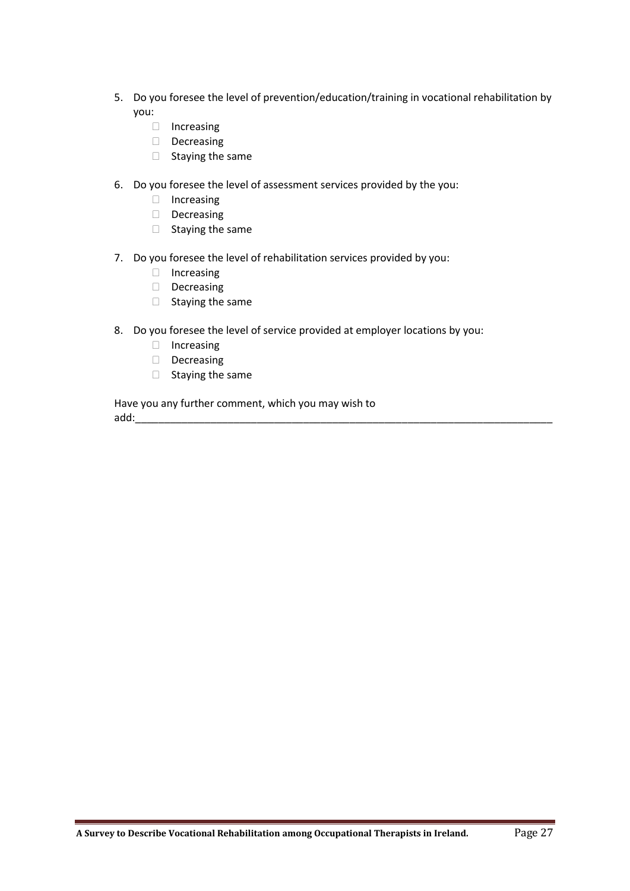5. Do you foresee the level of prevention/education/training in vocational rehabilitation by you:
    - Increasing
    - Decreasing
    - Staying the same

6. Do you foresee the level of assessment services provided by the you:
    - Increasing
    - Decreasing
    - Staying the same

7. Do you foresee the level of rehabilitation services provided by you:
    - Increasing
    - Decreasing
    - Staying the same

8. Do you foresee the level of service provided at employer locations by you:
    - Increasing
    - Decreasing
    - Staying the same

Have you any further comment, which you may wish to add:___________________________________________________________________________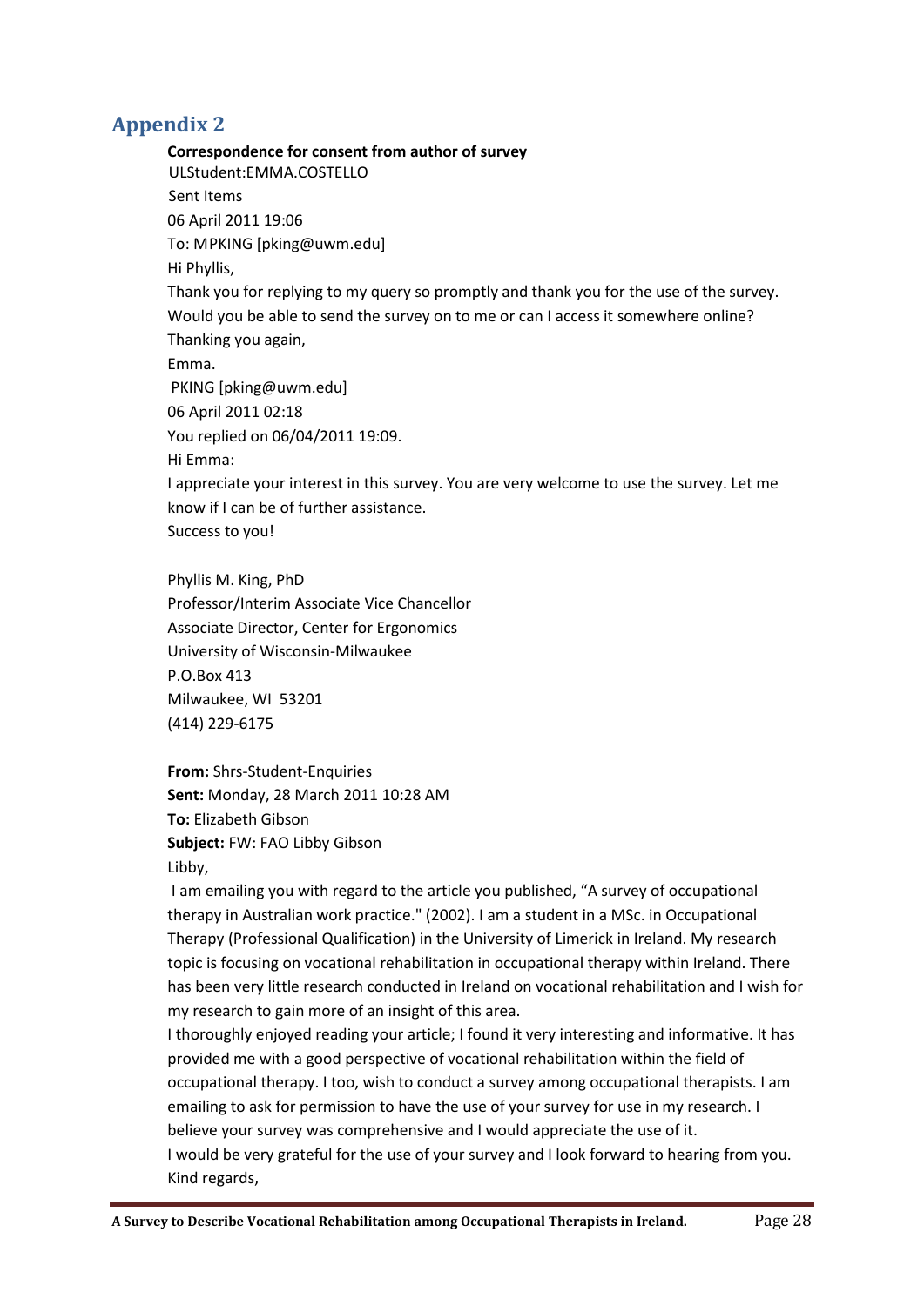## Appendix 2

**Correspondence for consent from author of survey**

ULStudent:EMMA.COSTELLO

Sent Items

06 April 2011 19:06

To: MPKING [pking@uwm.edu]

Hi Phyllis,

Thank you for replying to my query so promptly and thank you for the use of the survey. Would you be able to send the survey on to me or can I access it somewhere online?

Thanking you again,

Emma.

PKING [pking@uwm.edu]

06 April 2011 02:18

You replied on 06/04/2011 19:09.

Hi Emma:

I appreciate your interest in this survey. You are very welcome to use the survey. Let me know if I can be of further assistance.

Success to you!

Phyllis M. King, PhD  
Professor/Interim Associate Vice Chancellor  
Associate Director, Center for Ergonomics  
University of Wisconsin-Milwaukee  
P.O.Box 413  
Milwaukee, WI 53201  
(414) 229-6175

**From:** Shrs-Student-Enquiries  
**Sent:** Monday, 28 March 2011 10:28 AM  
**To:** Elizabeth Gibson  
**Subject:** FW: FAO Libby Gibson

Libby,

I am emailing you with regard to the article you published, "A survey of occupational therapy in Australian work practice." (2002). I am a student in a MSc. in Occupational Therapy (Professional Qualification) in the University of Limerick in Ireland. My research topic is focusing on vocational rehabilitation in occupational therapy within Ireland. There has been very little research conducted in Ireland on vocational rehabilitation and I wish for my research to gain more of an insight of this area.

I thoroughly enjoyed reading your article; I found it very interesting and informative. It has provided me with a good perspective of vocational rehabilitation within the field of occupational therapy. I too, wish to conduct a survey among occupational therapists. I am emailing to ask for permission to have the use of your survey for use in my research. I believe your survey was comprehensive and I would appreciate the use of it.

I would be very grateful for the use of your survey and I look forward to hearing from you.

Kind regards,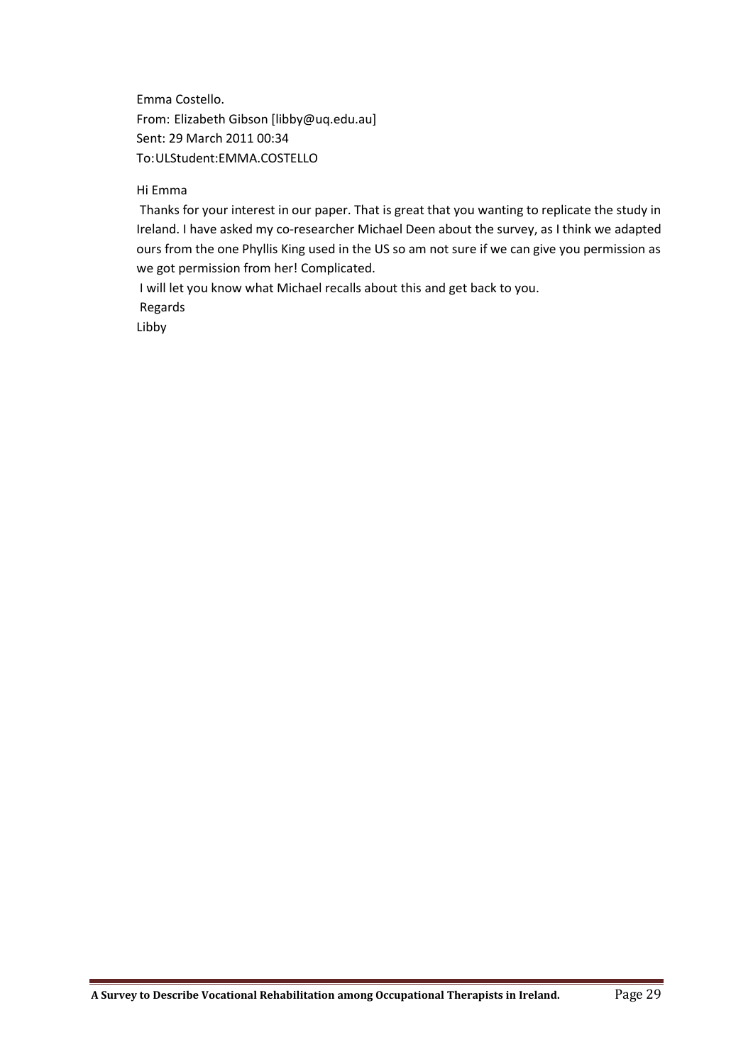Emma Costello.
From: Elizabeth Gibson [libby@uq.edu.au]
Sent: 29 March 2011 00:34
To:ULStudent:EMMA.COSTELLO

Hi Emma

Thanks for your interest in our paper. That is great that you wanting to replicate the study in Ireland. I have asked my co-researcher Michael Deen about the survey, as I think we adapted ours from the one Phyllis King used in the US so am not sure if we can give you permission as we got permission from her! Complicated.

I will let you know what Michael recalls about this and get back to you.

Regards

Libby